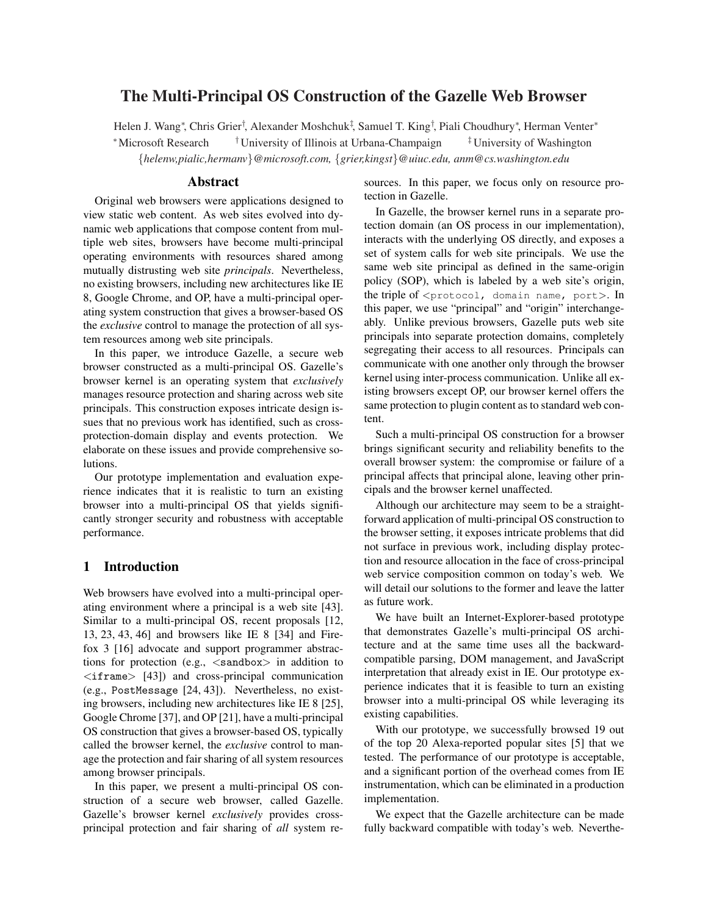# The Multi-Principal OS Construction of the Gazelle Web Browser

Helen J. Wang[*], Chris Grier[†], Alexander Moshchuk[‡], Samuel T. King[†], Piali Choudhury[*], Herman Venter[*]

[*]Microsoft Research [†]University of Illinois at Urbana-Champaign [‡]University of Washington

*{helenw,pialic,hermanv}@microsoft.com, {grier,kingst}@uiuc.edu, anm@cs.washington.edu*

## Abstract

Original web browsers were applications designed to view static web content. As web sites evolved into dynamic web applications that compose content from multiple web sites, browsers have become multi-principal operating environments with resources shared among mutually distrusting web site *principals*. Nevertheless, no existing browsers, including new architectures like IE 8, Google Chrome, and OP, have a multi-principal operating system construction that gives a browser-based OS the *exclusive* control to manage the protection of all system resources among web site principals.

In this paper, we introduce Gazelle, a secure web browser constructed as a multi-principal OS. Gazelle's browser kernel is an operating system that *exclusively* manages resource protection and sharing across web site principals. This construction exposes intricate design issues that no previous work has identified, such as cross-protection-domain display and events protection. We elaborate on these issues and provide comprehensive solutions.

Our prototype implementation and evaluation experience indicates that it is realistic to turn an existing browser into a multi-principal OS that yields significantly stronger security and robustness with acceptable performance.

## 1 Introduction

Web browsers have evolved into a multi-principal operating environment where a principal is a web site [43]. Similar to a multi-principal OS, recent proposals [12, 13, 23, 43, 46] and browsers like IE 8 [34] and Firefox 3 [16] advocate and support programmer abstractions for protection (e.g., <sandbox> in addition to <iframe> [43]) and cross-principal communication (e.g., PostMessage [24, 43]). Nevertheless, no existing browsers, including new architectures like IE 8 [25], Google Chrome [37], and OP [21], have a multi-principal OS construction that gives a browser-based OS, typically called the browser kernel, the *exclusive* control to manage the protection and fair sharing of all system resources among browser principals.

In this paper, we present a multi-principal OS construction of a secure web browser, called Gazelle. Gazelle's browser kernel *exclusively* provides cross-principal protection and fair sharing of *all* system resources. In this paper, we focus only on resource protection in Gazelle.

In Gazelle, the browser kernel runs in a separate protection domain (an OS process in our implementation), interacts with the underlying OS directly, and exposes a set of system calls for web site principals. We use the same web site principal as defined in the same-origin policy (SOP), which is labeled by a web site's origin, the triple of <`protocol, domain name, port`>. In this paper, we use "principal" and "origin" interchangeably. Unlike previous browsers, Gazelle puts web site principals into separate protection domains, completely segregating their access to all resources. Principals can communicate with one another only through the browser kernel using inter-process communication. Unlike all existing browsers except OP, our browser kernel offers the same protection to plugin content as to standard web content.

Such a multi-principal OS construction for a browser brings significant security and reliability benefits to the overall browser system: the compromise or failure of a principal affects that principal alone, leaving other principals and the browser kernel unaffected.

Although our architecture may seem to be a straightforward application of multi-principal OS construction to the browser setting, it exposes intricate problems that did not surface in previous work, including display protection and resource allocation in the face of cross-principal web service composition common on today's web. We will detail our solutions to the former and leave the latter as future work.

We have built an Internet-Explorer-based prototype that demonstrates Gazelle's multi-principal OS architecture and at the same time uses all the backward-compatible parsing, DOM management, and JavaScript interpretation that already exist in IE. Our prototype experience indicates that it is feasible to turn an existing browser into a multi-principal OS while leveraging its existing capabilities.

With our prototype, we successfully browsed 19 out of the top 20 Alexa-reported popular sites [5] that we tested. The performance of our prototype is acceptable, and a significant portion of the overhead comes from IE instrumentation, which can be eliminated in a production implementation.

We expect that the Gazelle architecture can be made fully backward compatible with today's web. Neverthe-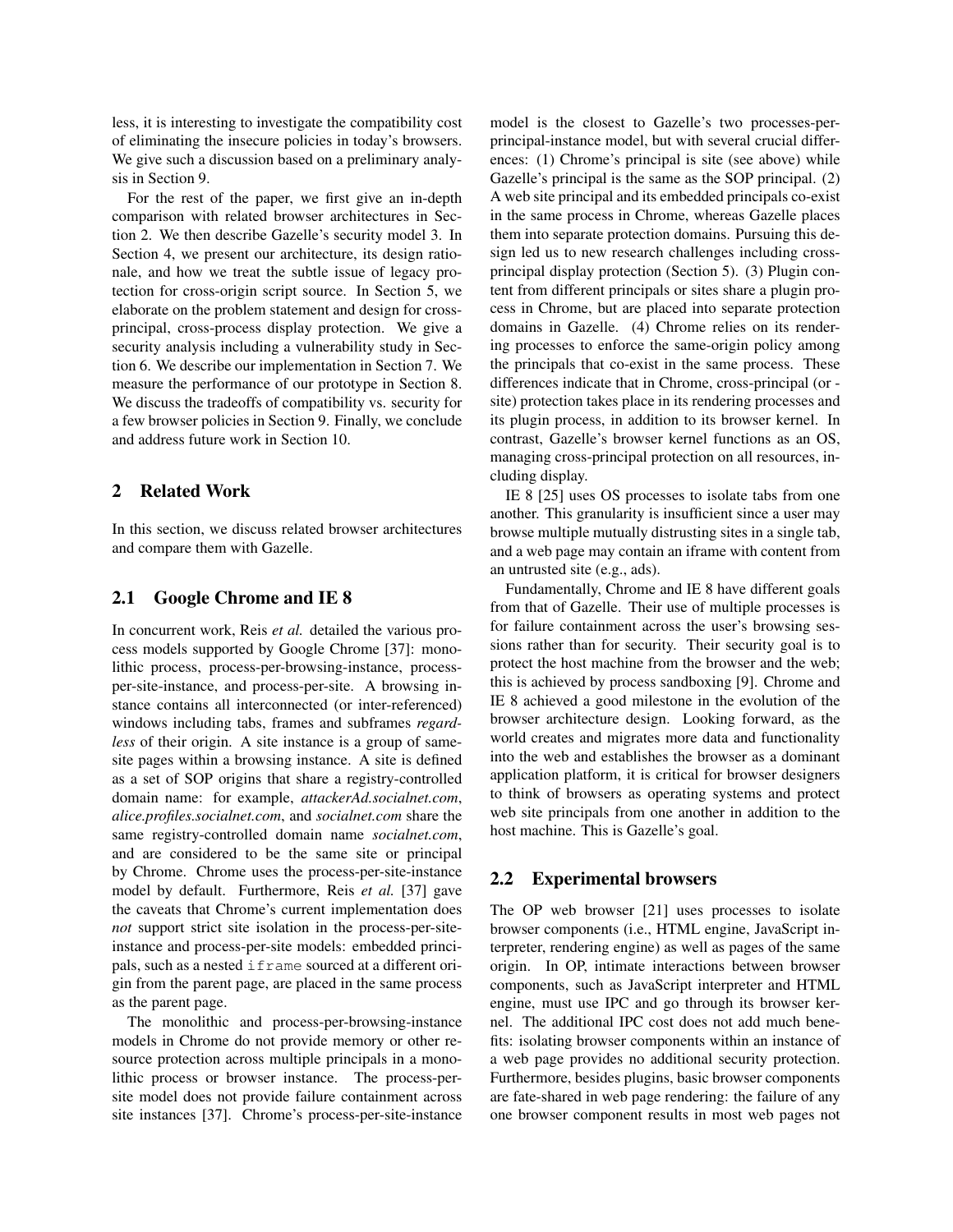less, it is interesting to investigate the compatibility cost of eliminating the insecure policies in today's browsers. We give such a discussion based on a preliminary analysis in Section 9.

For the rest of the paper, we first give an in-depth comparison with related browser architectures in Section 2. We then describe Gazelle's security model 3. In Section 4, we present our architecture, its design rationale, and how we treat the subtle issue of legacy protection for cross-origin script source. In Section 5, we elaborate on the problem statement and design for cross-principal, cross-process display protection. We give a security analysis including a vulnerability study in Section 6. We describe our implementation in Section 7. We measure the performance of our prototype in Section 8. We discuss the tradeoffs of compatibility vs. security for a few browser policies in Section 9. Finally, we conclude and address future work in Section 10.

## 2 Related Work

In this section, we discuss related browser architectures and compare them with Gazelle.

### 2.1 Google Chrome and IE 8

In concurrent work, Reis *et al.* detailed the various process models supported by Google Chrome [37]: monolithic process, process-per-browsing-instance, process-per-site-instance, and process-per-site. A browsing instance contains all interconnected (or inter-referenced) windows including tabs, frames and subframes *regardless* of their origin. A site instance is a group of same-site pages within a browsing instance. A site is defined as a set of SOP origins that share a registry-controlled domain name: for example, *attackerAd.socialnet.com*, *alice.profiles.socialnet.com*, and *socialnet.com* share the same registry-controlled domain name *socialnet.com*, and are considered to be the same site or principal by Chrome. Chrome uses the process-per-site-instance model by default. Furthermore, Reis *et al.* [37] gave the caveats that Chrome's current implementation does *not* support strict site isolation in the process-per-site-instance and process-per-site models: embedded principals, such as a nested `iframe` sourced at a different origin from the parent page, are placed in the same process as the parent page.

The monolithic and process-per-browsing-instance models in Chrome do not provide memory or other resource protection across multiple principals in a monolithic process or browser instance. The process-per-site model does not provide failure containment across site instances [37]. Chrome's process-per-site-instance model is the closest to Gazelle's two processes-per-principal-instance model, but with several crucial differences: (1) Chrome's principal is site (see above) while Gazelle's principal is the same as the SOP principal. (2) A web site principal and its embedded principals co-exist in the same process in Chrome, whereas Gazelle places them into separate protection domains. Pursuing this design led us to new research challenges including cross-principal display protection (Section 5). (3) Plugin content from different principals or sites share a plugin process in Chrome, but are placed into separate protection domains in Gazelle. (4) Chrome relies on its rendering processes to enforce the same-origin policy among the principals that co-exist in the same process. These differences indicate that in Chrome, cross-principal (or -site) protection takes place in its rendering processes and its plugin process, in addition to its browser kernel. In contrast, Gazelle's browser kernel functions as an OS, managing cross-principal protection on all resources, including display.

IE 8 [25] uses OS processes to isolate tabs from one another. This granularity is insufficient since a user may browse multiple mutually distrusting sites in a single tab, and a web page may contain an iframe with content from an untrusted site (e.g., ads).

Fundamentally, Chrome and IE 8 have different goals from that of Gazelle. Their use of multiple processes is for failure containment across the user's browsing sessions rather than for security. Their security goal is to protect the host machine from the browser and the web; this is achieved by process sandboxing [9]. Chrome and IE 8 achieved a good milestone in the evolution of the browser architecture design. Looking forward, as the world creates and migrates more data and functionality into the web and establishes the browser as a dominant application platform, it is critical for browser designers to think of browsers as operating systems and protect web site principals from one another in addition to the host machine. This is Gazelle's goal.

### 2.2 Experimental browsers

The OP web browser [21] uses processes to isolate browser components (i.e., HTML engine, JavaScript interpreter, rendering engine) as well as pages of the same origin. In OP, intimate interactions between browser components, such as JavaScript interpreter and HTML engine, must use IPC and go through its browser kernel. The additional IPC cost does not add much benefits: isolating browser components within an instance of a web page provides no additional security protection. Furthermore, besides plugins, basic browser components are fate-shared in web page rendering: the failure of any one browser component results in most web pages not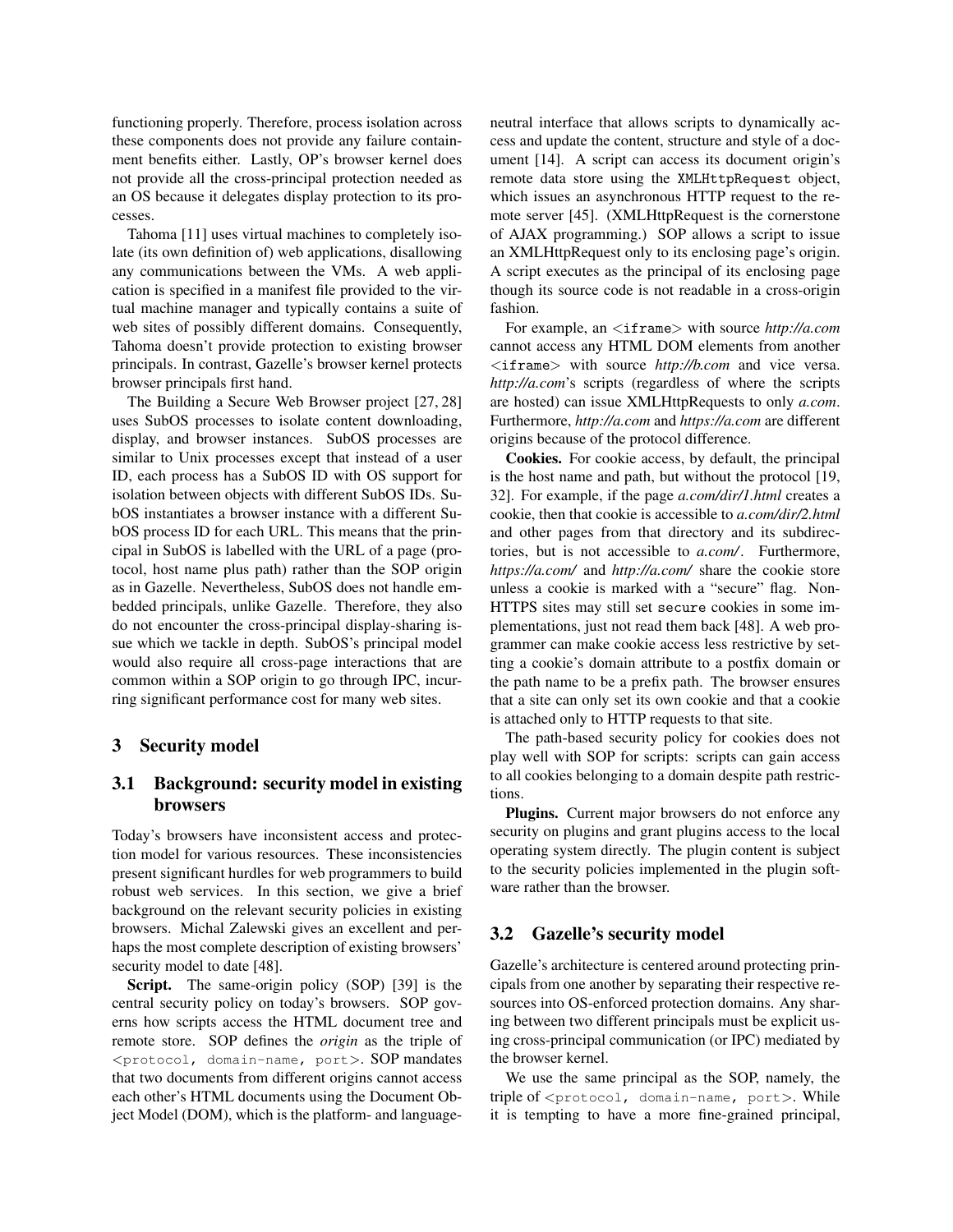functioning properly. Therefore, process isolation across these components does not provide any failure containment benefits either. Lastly, OP's browser kernel does not provide all the cross-principal protection needed as an OS because it delegates display protection to its processes.

Tahoma [11] uses virtual machines to completely isolate (its own definition of) web applications, disallowing any communications between the VMs. A web application is specified in a manifest file provided to the virtual machine manager and typically contains a suite of web sites of possibly different domains. Consequently, Tahoma doesn't provide protection to existing browser principals. In contrast, Gazelle's browser kernel protects browser principals first hand.

The Building a Secure Web Browser project [27, 28] uses SubOS processes to isolate content downloading, display, and browser instances. SubOS processes are similar to Unix processes except that instead of a user ID, each process has a SubOS ID with OS support for isolation between objects with different SubOS IDs. SubOS instantiates a browser instance with a different SubOS process ID for each URL. This means that the principal in SubOS is labelled with the URL of a page (protocol, host name plus path) rather than the SOP origin as in Gazelle. Nevertheless, SubOS does not handle embedded principals, unlike Gazelle. Therefore, they also do not encounter the cross-principal display-sharing issue which we tackle in depth. SubOS's principal model would also require all cross-page interactions that are common within a SOP origin to go through IPC, incurring significant performance cost for many web sites.

## 3 Security model

### 3.1 Background: security model in existing browsers

Today's browsers have inconsistent access and protection model for various resources. These inconsistencies present significant hurdles for web programmers to build robust web services. In this section, we give a brief background on the relevant security policies in existing browsers. Michal Zalewski gives an excellent and perhaps the most complete description of existing browsers' security model to date [48].

**Script.** The same-origin policy (SOP) [39] is the central security policy on today's browsers. SOP governs how scripts access the HTML document tree and remote store. SOP defines the *origin* as the triple of `<protocol, domain-name, port>`. SOP mandates that two documents from different origins cannot access each other's HTML documents using the Document Object Model (DOM), which is the platform- and language-neutral interface that allows scripts to dynamically access and update the content, structure and style of a document [14]. A script can access its document origin's remote data store using the `XMLHttpRequest` object, which issues an asynchronous HTTP request to the remote server [45]. (XMLHttpRequest is the cornerstone of AJAX programming.) SOP allows a script to issue an XMLHttpRequest only to its enclosing page's origin. A script executes as the principal of its enclosing page though its source code is not readable in a cross-origin fashion.

For example, an `<iframe>` with source *http://a.com* cannot access any HTML DOM elements from another `<iframe>` with source *http://b.com* and vice versa. *http://a.com*'s scripts (regardless of where the scripts are hosted) can issue XMLHttpRequests to only *a.com*. Furthermore, *http://a.com* and *https://a.com* are different origins because of the protocol difference.

**Cookies.** For cookie access, by default, the principal is the host name and path, but without the protocol [19, 32]. For example, if the page *a.com/dir/1.html* creates a cookie, then that cookie is accessible to *a.com/dir/2.html* and other pages from that directory and its subdirectories, but is not accessible to *a.com/*. Furthermore, *https://a.com/* and *http://a.com/* share the cookie store unless a cookie is marked with a "secure" flag. Non-HTTPS sites may still set `secure` cookies in some implementations, just not read them back [48]. A web programmer can make cookie access less restrictive by setting a cookie's domain attribute to a postfix domain or the path name to be a prefix path. The browser ensures that a site can only set its own cookie and that a cookie is attached only to HTTP requests to that site.

The path-based security policy for cookies does not play well with SOP for scripts: scripts can gain access to all cookies belonging to a domain despite path restrictions.

**Plugins.** Current major browsers do not enforce any security on plugins and grant plugins access to the local operating system directly. The plugin content is subject to the security policies implemented in the plugin software rather than the browser.

### 3.2 Gazelle's security model

Gazelle's architecture is centered around protecting principals from one another by separating their respective resources into OS-enforced protection domains. Any sharing between two different principals must be explicit using cross-principal communication (or IPC) mediated by the browser kernel.

We use the same principal as the SOP, namely, the triple of `<protocol, domain-name, port>`. While it is tempting to have a more fine-grained principal,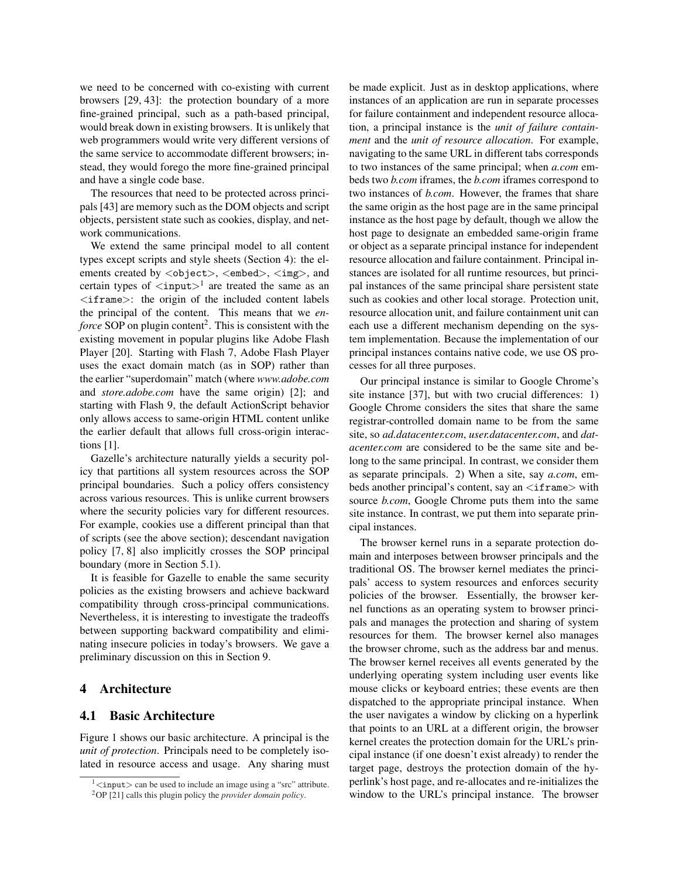we need to be concerned with co-existing with current browsers [29, 43]: the protection boundary of a more fine-grained principal, such as a path-based principal, would break down in existing browsers. It is unlikely that web programmers would write very different versions of the same service to accommodate different browsers; instead, they would forego the more fine-grained principal and have a single code base.

The resources that need to be protected across principals [43] are memory such as the DOM objects and script objects, persistent state such as cookies, display, and network communications.

We extend the same principal model to all content types except scripts and style sheets (Section 4): the elements created by `<object>`, `<embed>`, `<img>`, and certain types of `<input>`[1] are treated the same as an `<iframe>`: the origin of the included content labels the principal of the content. This means that we *enforce* SOP on plugin content[2]. This is consistent with the existing movement in popular plugins like Adobe Flash Player [20]. Starting with Flash 7, Adobe Flash Player uses the exact domain match (as in SOP) rather than the earlier "superdomain" match (where *www.adobe.com* and *store.adobe.com* have the same origin) [2]; and starting with Flash 9, the default ActionScript behavior only allows access to same-origin HTML content unlike the earlier default that allows full cross-origin interactions [1].

Gazelle's architecture naturally yields a security policy that partitions all system resources across the SOP principal boundaries. Such a policy offers consistency across various resources. This is unlike current browsers where the security policies vary for different resources. For example, cookies use a different principal than that of scripts (see the above section); descendant navigation policy [7, 8] also implicitly crosses the SOP principal boundary (more in Section 5.1).

It is feasible for Gazelle to enable the same security policies as the existing browsers and achieve backward compatibility through cross-principal communications. Nevertheless, it is interesting to investigate the tradeoffs between supporting backward compatibility and eliminating insecure policies in today's browsers. We gave a preliminary discussion on this in Section 9.

## 4 Architecture

### 4.1 Basic Architecture

Figure 1 shows our basic architecture. A principal is the *unit of protection*. Principals need to be completely isolated in resource access and usage. Any sharing must be made explicit. Just as in desktop applications, where instances of an application are run in separate processes for failure containment and independent resource allocation, a principal instance is the *unit of failure containment* and the *unit of resource allocation*. For example, navigating to the same URL in different tabs corresponds to two instances of the same principal; when *a.com* embeds two *b.com* iframes, the *b.com* iframes correspond to two instances of *b.com*. However, the frames that share the same origin as the host page are in the same principal instance as the host page by default, though we allow the host page to designate an embedded same-origin frame or object as a separate principal instance for independent resource allocation and failure containment. Principal instances are isolated for all runtime resources, but principal instances of the same principal share persistent state such as cookies and other local storage. Protection unit, resource allocation unit, and failure containment unit can each use a different mechanism depending on the system implementation. Because the implementation of our principal instances contains native code, we use OS processes for all three purposes.

Our principal instance is similar to Google Chrome's site instance [37], but with two crucial differences: 1) Google Chrome considers the sites that share the same registrar-controlled domain name to be from the same site, so *ad.datacenter.com*, *user.datacenter.com*, and *datacenter.com* are considered to be the same site and belong to the same principal. In contrast, we consider them as separate principals. 2) When a site, say *a.com*, embeds another principal's content, say an `<iframe>` with source *b.com*, Google Chrome puts them into the same site instance. In contrast, we put them into separate principal instances.

The browser kernel runs in a separate protection domain and interposes between browser principals and the traditional OS. The browser kernel mediates the principals' access to system resources and enforces security policies of the browser. Essentially, the browser kernel functions as an operating system to browser principals and manages the protection and sharing of system resources for them. The browser kernel also manages the browser chrome, such as the address bar and menus. The browser kernel receives all events generated by the underlying operating system including user events like mouse clicks or keyboard entries; these events are then dispatched to the appropriate principal instance. When the user navigates a window by clicking on a hyperlink that points to an URL at a different origin, the browser kernel creates the protection domain for the URL's principal instance (if one doesn't exist already) to render the target page, destroys the protection domain of the hyperlink's host page, and re-allocates and re-initializes the window to the URL's principal instance. The browser

[1] `<input>` can be used to include an image using a "src" attribute.

[2] OP [21] calls this plugin policy the *provider domain policy*.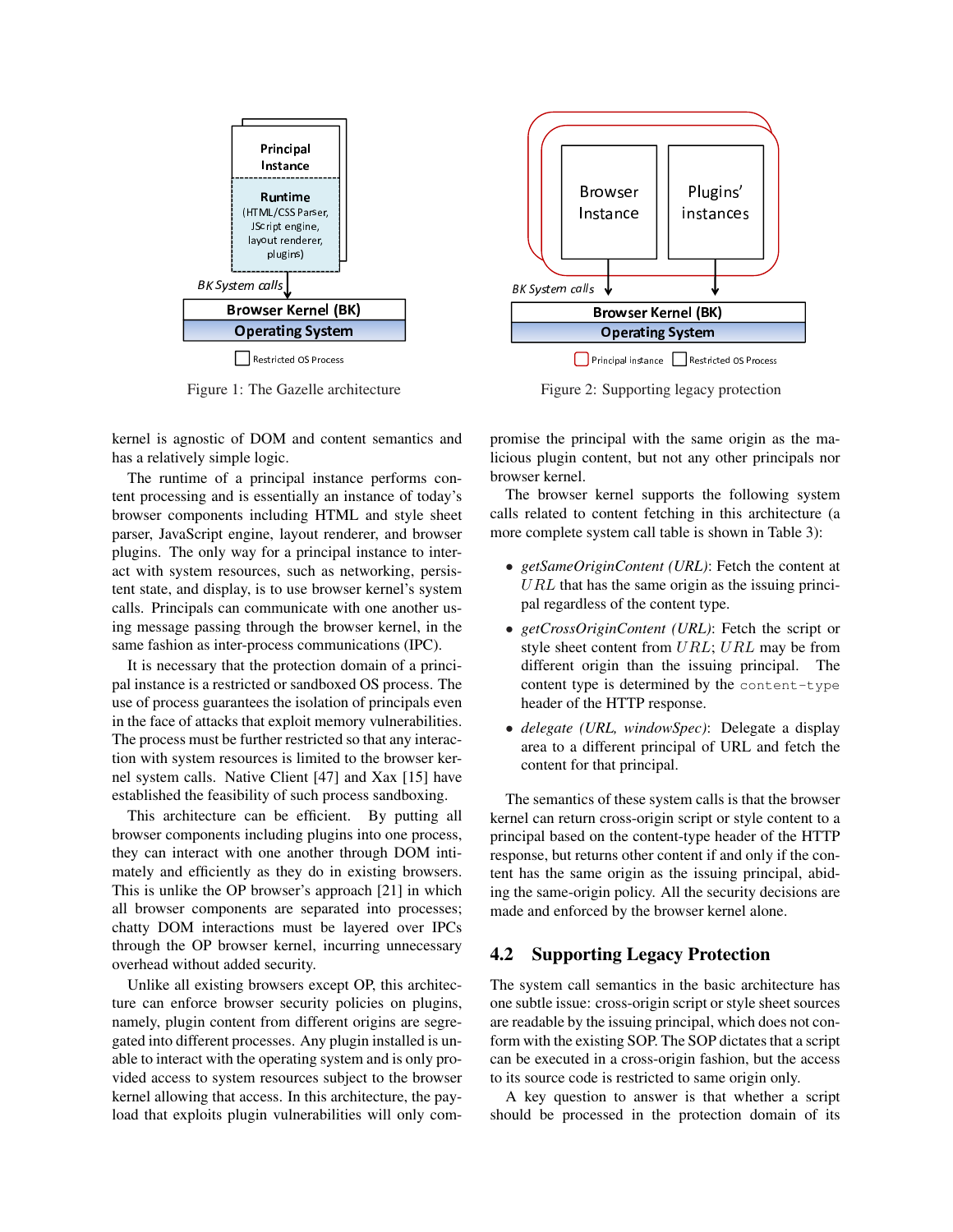Figure 1: The Gazelle architecture

Figure 2: Supporting legacy protection

kernel is agnostic of DOM and content semantics and has a relatively simple logic.

The runtime of a principal instance performs content processing and is essentially an instance of today's browser components including HTML and style sheet parser, JavaScript engine, layout renderer, and browser plugins. The only way for a principal instance to interact with system resources, such as networking, persistent state, and display, is to use browser kernel's system calls. Principals can communicate with one another using message passing through the browser kernel, in the same fashion as inter-process communications (IPC).

It is necessary that the protection domain of a principal instance is a restricted or sandboxed OS process. The use of process guarantees the isolation of principals even in the face of attacks that exploit memory vulnerabilities. The process must be further restricted so that any interaction with system resources is limited to the browser kernel system calls. Native Client [47] and Xax [15] have established the feasibility of such process sandboxing.

This architecture can be efficient. By putting all browser components including plugins into one process, they can interact with one another through DOM intimately and efficiently as they do in existing browsers. This is unlike the OP browser's approach [21] in which all browser components are separated into processes; chatty DOM interactions must be layered over IPCs through the OP browser kernel, incurring unnecessary overhead without added security.

Unlike all existing browsers except OP, this architecture can enforce browser security policies on plugins, namely, plugin content from different origins are segregated into different processes. Any plugin installed is unable to interact with the operating system and is only provided access to system resources subject to the browser kernel allowing that access. In this architecture, the payload that exploits plugin vulnerabilities will only compromise the principal with the same origin as the malicious plugin content, but not any other principals nor browser kernel.

The browser kernel supports the following system calls related to content fetching in this architecture (a more complete system call table is shown in Table 3):

- *getSameOriginContent (URL)*: Fetch the content at $URL$ that has the same origin as the issuing principal regardless of the content type.
- *getCrossOriginContent (URL)*: Fetch the script or style sheet content from $URL$; $URL$ may be from different origin than the issuing principal. The content type is determined by the `content-type` header of the HTTP response.
- *delegate (URL, windowSpec)*: Delegate a display area to a different principal of URL and fetch the content for that principal.

The semantics of these system calls is that the browser kernel can return cross-origin script or style content to a principal based on the content-type header of the HTTP response, but returns other content if and only if the content has the same origin as the issuing principal, abiding the same-origin policy. All the security decisions are made and enforced by the browser kernel alone.

## 4.2 Supporting Legacy Protection

The system call semantics in the basic architecture has one subtle issue: cross-origin script or style sheet sources are readable by the issuing principal, which does not conform with the existing SOP. The SOP dictates that a script can be executed in a cross-origin fashion, but the access to its source code is restricted to same origin only.

A key question to answer is that whether a script should be processed in the protection domain of its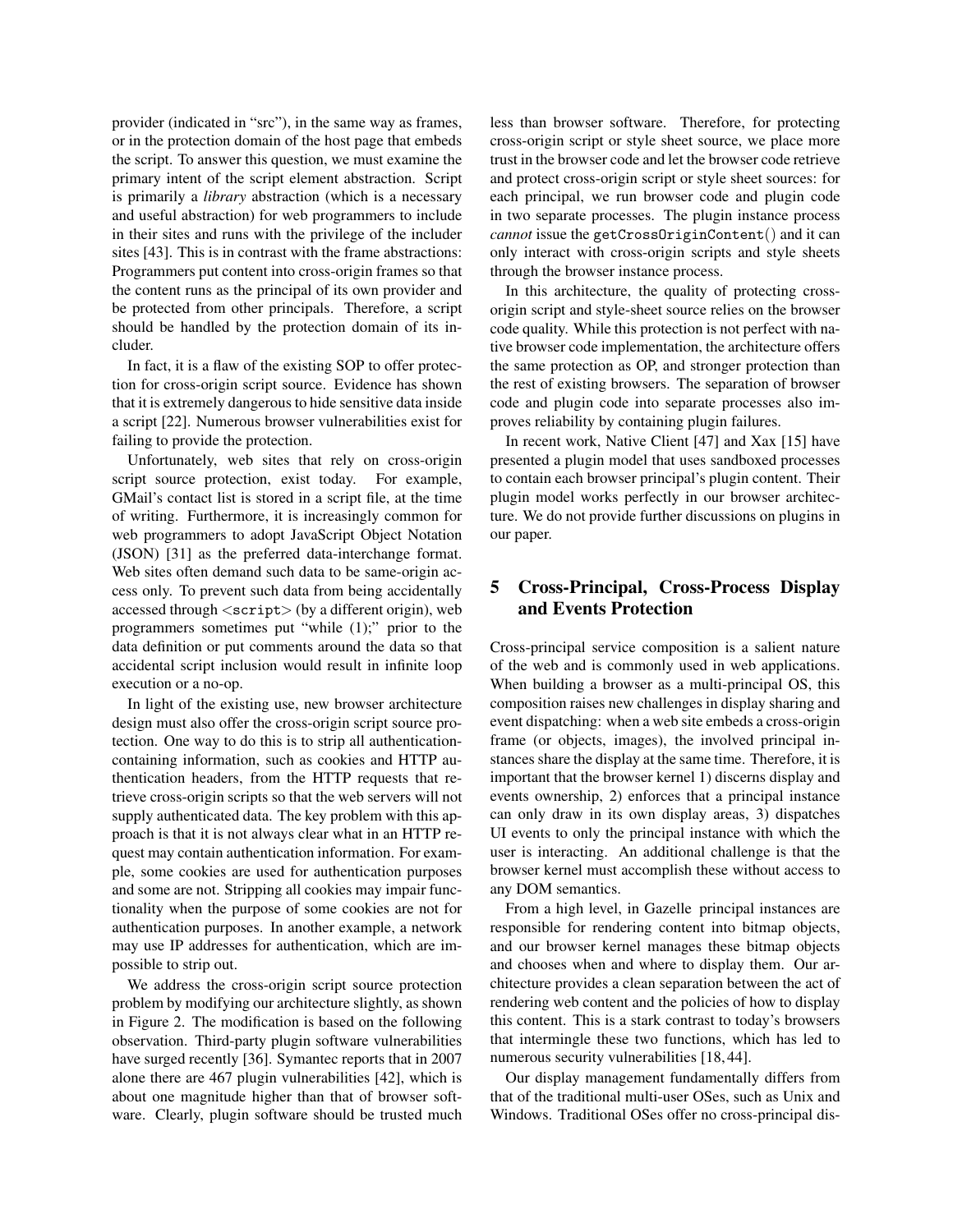provider (indicated in "src"), in the same way as frames, or in the protection domain of the host page that embeds the script. To answer this question, we must examine the primary intent of the script element abstraction. Script is primarily a *library* abstraction (which is a necessary and useful abstraction) for web programmers to include in their sites and runs with the privilege of the includer sites [43]. This is in contrast with the frame abstractions: Programmers put content into cross-origin frames so that the content runs as the principal of its own provider and be protected from other principals. Therefore, a script should be handled by the protection domain of its includer.

In fact, it is a flaw of the existing SOP to offer protection for cross-origin script source. Evidence has shown that it is extremely dangerous to hide sensitive data inside a script [22]. Numerous browser vulnerabilities exist for failing to provide the protection.

Unfortunately, web sites that rely on cross-origin script source protection, exist today. For example, GMail's contact list is stored in a script file, at the time of writing. Furthermore, it is increasingly common for web programmers to adopt JavaScript Object Notation (JSON) [31] as the preferred data-interchange format. Web sites often demand such data to be same-origin access only. To prevent such data from being accidentally accessed through <script> (by a different origin), web programmers sometimes put "while (1);" prior to the data definition or put comments around the data so that accidental script inclusion would result in infinite loop execution or a no-op.

In light of the existing use, new browser architecture design must also offer the cross-origin script source protection. One way to do this is to strip all authentication-containing information, such as cookies and HTTP authentication headers, from the HTTP requests that retrieve cross-origin scripts so that the web servers will not supply authenticated data. The key problem with this approach is that it is not always clear what in an HTTP request may contain authentication information. For example, some cookies are used for authentication purposes and some are not. Stripping all cookies may impair functionality when the purpose of some cookies are not for authentication purposes. In another example, a network may use IP addresses for authentication, which are impossible to strip out.

We address the cross-origin script source protection problem by modifying our architecture slightly, as shown in Figure 2. The modification is based on the following observation. Third-party plugin software vulnerabilities have surged recently [36]. Symantec reports that in 2007 alone there are 467 plugin vulnerabilities [42], which is about one magnitude higher than that of browser software. Clearly, plugin software should be trusted much less than browser software. Therefore, for protecting cross-origin script or style sheet source, we place more trust in the browser code and let the browser code retrieve and protect cross-origin script or style sheet sources: for each principal, we run browser code and plugin code in two separate processes. The plugin instance process *cannot* issue the `getCrossOriginContent()` and it can only interact with cross-origin scripts and style sheets through the browser instance process.

In this architecture, the quality of protecting cross-origin script and style-sheet source relies on the browser code quality. While this protection is not perfect with native browser code implementation, the architecture offers the same protection as OP, and stronger protection than the rest of existing browsers. The separation of browser code and plugin code into separate processes also improves reliability by containing plugin failures.

In recent work, Native Client [47] and Xax [15] have presented a plugin model that uses sandboxed processes to contain each browser principal's plugin content. Their plugin model works perfectly in our browser architecture. We do not provide further discussions on plugins in our paper.

## 5 Cross-Principal, Cross-Process Display and Events Protection

Cross-principal service composition is a salient nature of the web and is commonly used in web applications. When building a browser as a multi-principal OS, this composition raises new challenges in display sharing and event dispatching: when a web site embeds a cross-origin frame (or objects, images), the involved principal instances share the display at the same time. Therefore, it is important that the browser kernel 1) discerns display and events ownership, 2) enforces that a principal instance can only draw in its own display areas, 3) dispatches UI events to only the principal instance with which the user is interacting. An additional challenge is that the browser kernel must accomplish these without access to any DOM semantics.

From a high level, in Gazelle principal instances are responsible for rendering content into bitmap objects, and our browser kernel manages these bitmap objects and chooses when and where to display them. Our architecture provides a clean separation between the act of rendering web content and the policies of how to display this content. This is a stark contrast to today's browsers that intermingle these two functions, which has led to numerous security vulnerabilities [18, 44].

Our display management fundamentally differs from that of the traditional multi-user OSes, such as Unix and Windows. Traditional OSes offer no cross-principal dis-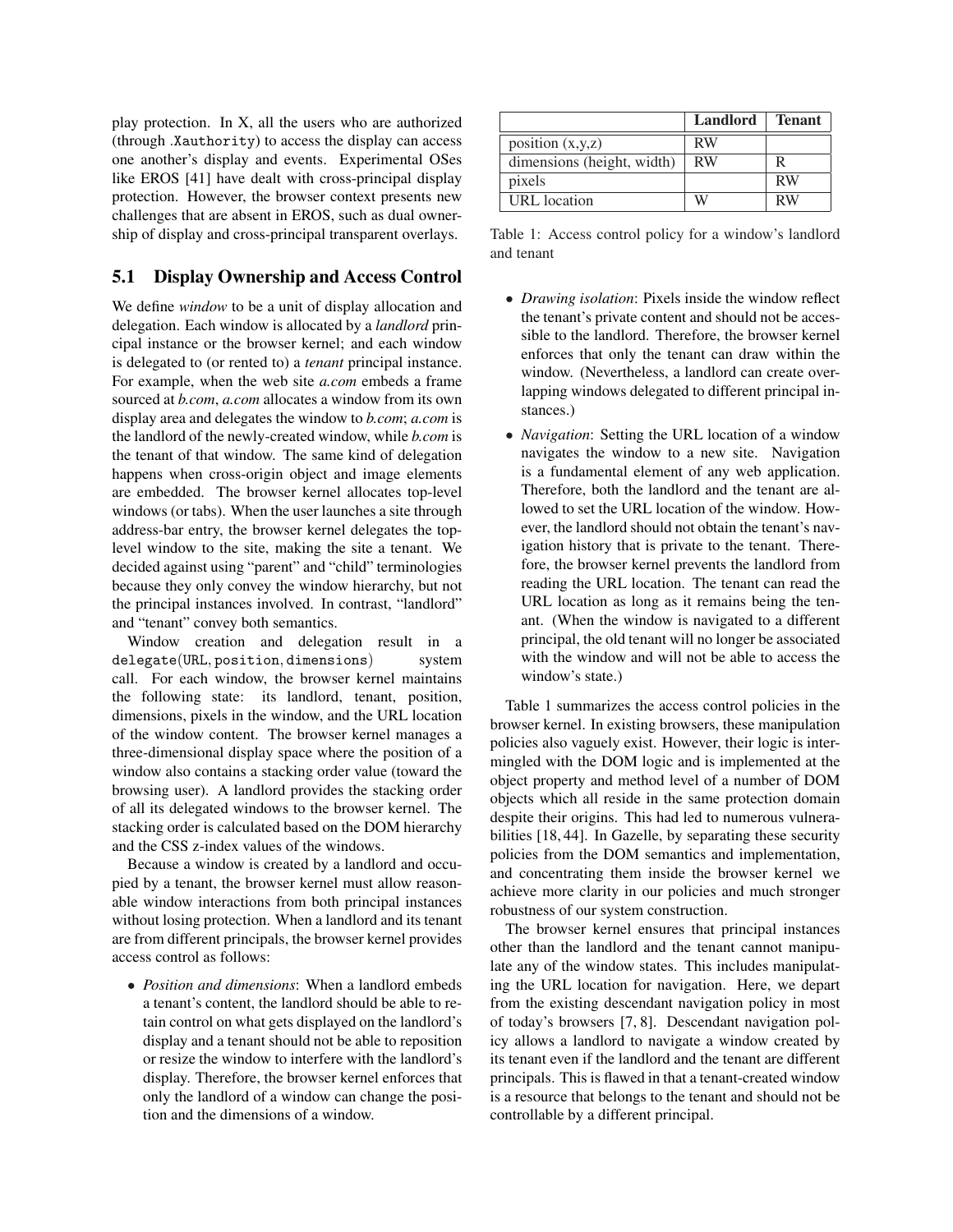play protection. In X, all the users who are authorized (through .Xauthority) to access the display can access one another's display and events. Experimental OSes like EROS [41] have dealt with cross-principal display protection. However, the browser context presents new challenges that are absent in EROS, such as dual ownership of display and cross-principal transparent overlays.

## 5.1 Display Ownership and Access Control

We define *window* to be a unit of display allocation and delegation. Each window is allocated by a *landlord* principal instance or the browser kernel; and each window is delegated to (or rented to) a *tenant* principal instance. For example, when the web site *a.com* embeds a frame sourced at *b.com*, *a.com* allocates a window from its own display area and delegates the window to *b.com*; *a.com* is the landlord of the newly-created window, while *b.com* is the tenant of that window. The same kind of delegation happens when cross-origin object and image elements are embedded. The browser kernel allocates top-level windows (or tabs). When the user launches a site through address-bar entry, the browser kernel delegates the top-level window to the site, making the site a tenant. We decided against using "parent" and "child" terminologies because they only convey the window hierarchy, but not the principal instances involved. In contrast, "landlord" and "tenant" convey both semantics.

Window creation and delegation result in a `delegate(URL, position, dimensions)` system call. For each window, the browser kernel maintains the following state: its landlord, tenant, position, dimensions, pixels in the window, and the URL location of the window content. The browser kernel manages a three-dimensional display space where the position of a window also contains a stacking order value (toward the browsing user). A landlord provides the stacking order of all its delegated windows to the browser kernel. The stacking order is calculated based on the DOM hierarchy and the CSS z-index values of the windows.

Because a window is created by a landlord and occupied by a tenant, the browser kernel must allow reasonable window interactions from both principal instances without losing protection. When a landlord and its tenant are from different principals, the browser kernel provides access control as follows:

- *Position and dimensions*: When a landlord embeds a tenant's content, the landlord should be able to retain control on what gets displayed on the landlord's display and a tenant should not be able to reposition or resize the window to interfere with the landlord's display. Therefore, the browser kernel enforces that only the landlord of a window can change the position and the dimensions of a window.

| | Landlord | Tenant |
|---|---|---|
| position (x,y,z) | RW | |
| dimensions (height, width) | RW | R |
| pixels | | RW |
| URL location | W | RW |

Table 1: Access control policy for a window's landlord and tenant

- *Drawing isolation*: Pixels inside the window reflect the tenant's private content and should not be accessible to the landlord. Therefore, the browser kernel enforces that only the tenant can draw within the window. (Nevertheless, a landlord can create overlapping windows delegated to different principal instances.)
- *Navigation*: Setting the URL location of a window navigates the window to a new site. Navigation is a fundamental element of any web application. Therefore, both the landlord and the tenant are allowed to set the URL location of the window. However, the landlord should not obtain the tenant's navigation history that is private to the tenant. Therefore, the browser kernel prevents the landlord from reading the URL location. The tenant can read the URL location as long as it remains being the tenant. (When the window is navigated to a different principal, the old tenant will no longer be associated with the window and will not be able to access the window's state.)

Table 1 summarizes the access control policies in the browser kernel. In existing browsers, these manipulation policies also vaguely exist. However, their logic is intermingled with the DOM logic and is implemented at the object property and method level of a number of DOM objects which all reside in the same protection domain despite their origins. This had led to numerous vulnerabilities [18, 44]. In Gazelle, by separating these security policies from the DOM semantics and implementation, and concentrating them inside the browser kernel we achieve more clarity in our policies and much stronger robustness of our system construction.

The browser kernel ensures that principal instances other than the landlord and the tenant cannot manipulate any of the window states. This includes manipulating the URL location for navigation. Here, we depart from the existing descendant navigation policy in most of today's browsers [7, 8]. Descendant navigation policy allows a landlord to navigate a window created by its tenant even if the landlord and the tenant are different principals. This is flawed in that a tenant-created window is a resource that belongs to the tenant and should not be controllable by a different principal.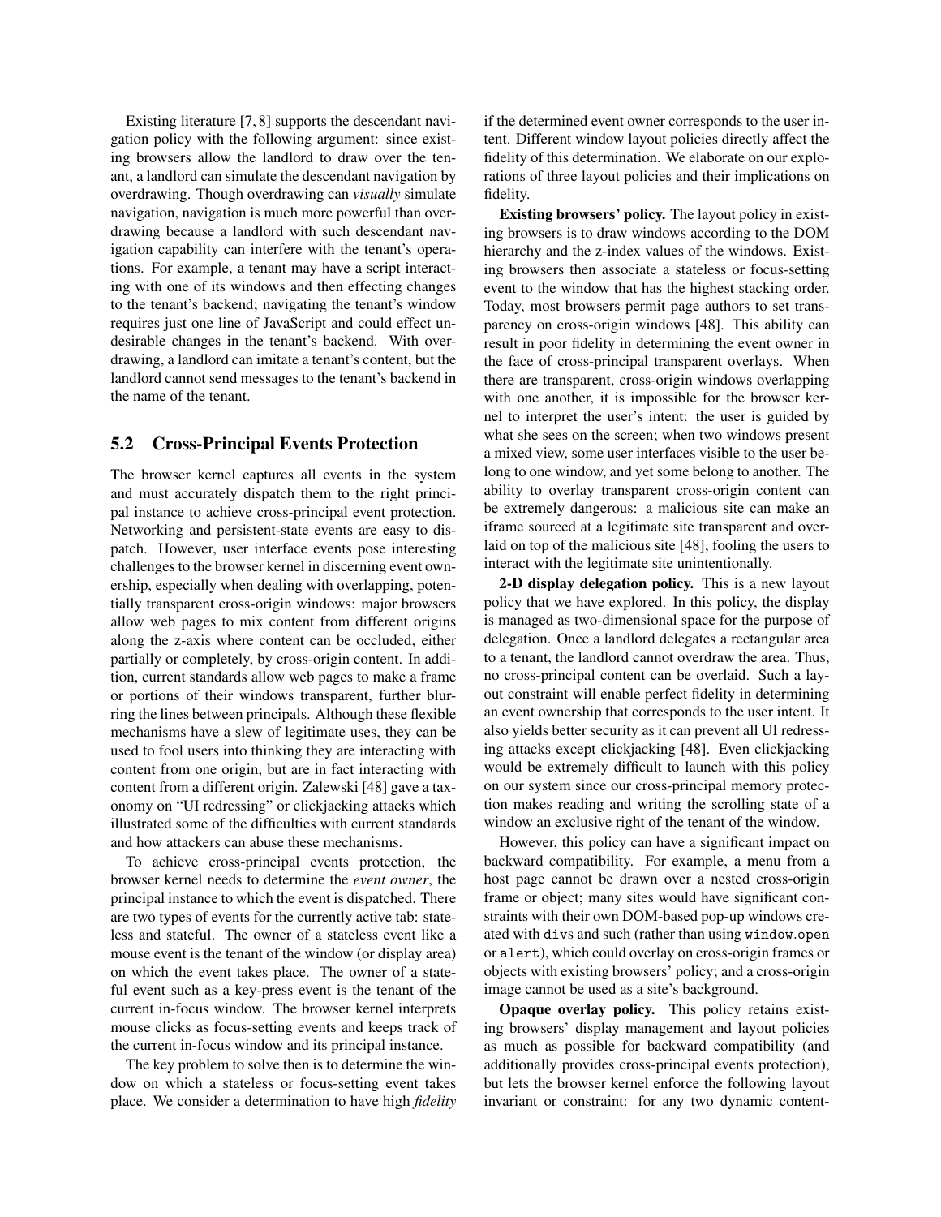Existing literature [7, 8] supports the descendant navigation policy with the following argument: since existing browsers allow the landlord to draw over the tenant, a landlord can simulate the descendant navigation by overdrawing. Though overdrawing can *visually* simulate navigation, navigation is much more powerful than overdrawing because a landlord with such descendant navigation capability can interfere with the tenant's operations. For example, a tenant may have a script interacting with one of its windows and then effecting changes to the tenant's backend; navigating the tenant's window requires just one line of JavaScript and could effect undesirable changes in the tenant's backend. With overdrawing, a landlord can imitate a tenant's content, but the landlord cannot send messages to the tenant's backend in the name of the tenant.

## 5.2 Cross-Principal Events Protection

The browser kernel captures all events in the system and must accurately dispatch them to the right principal instance to achieve cross-principal event protection. Networking and persistent-state events are easy to dispatch. However, user interface events pose interesting challenges to the browser kernel in discerning event ownership, especially when dealing with overlapping, potentially transparent cross-origin windows: major browsers allow web pages to mix content from different origins along the z-axis where content can be occluded, either partially or completely, by cross-origin content. In addition, current standards allow web pages to make a frame or portions of their windows transparent, further blurring the lines between principals. Although these flexible mechanisms have a slew of legitimate uses, they can be used to fool users into thinking they are interacting with content from one origin, but are in fact interacting with content from a different origin. Zalewski [48] gave a taxonomy on "UI redressing" or clickjacking attacks which illustrated some of the difficulties with current standards and how attackers can abuse these mechanisms.

To achieve cross-principal events protection, the browser kernel needs to determine the *event owner*, the principal instance to which the event is dispatched. There are two types of events for the currently active tab: stateless and stateful. The owner of a stateless event like a mouse event is the tenant of the window (or display area) on which the event takes place. The owner of a stateful event such as a key-press event is the tenant of the current in-focus window. The browser kernel interprets mouse clicks as focus-setting events and keeps track of the current in-focus window and its principal instance.

The key problem to solve then is to determine the window on which a stateless or focus-setting event takes place. We consider a determination to have high *fidelity* if the determined event owner corresponds to the user intent. Different window layout policies directly affect the fidelity of this determination. We elaborate on our explorations of three layout policies and their implications on fidelity.

**Existing browsers' policy.** The layout policy in existing browsers is to draw windows according to the DOM hierarchy and the z-index values of the windows. Existing browsers then associate a stateless or focus-setting event to the window that has the highest stacking order. Today, most browsers permit page authors to set transparency on cross-origin windows [48]. This ability can result in poor fidelity in determining the event owner in the face of cross-principal transparent overlays. When there are transparent, cross-origin windows overlapping with one another, it is impossible for the browser kernel to interpret the user's intent: the user is guided by what she sees on the screen; when two windows present a mixed view, some user interfaces visible to the user belong to one window, and yet some belong to another. The ability to overlay transparent cross-origin content can be extremely dangerous: a malicious site can make an iframe sourced at a legitimate site transparent and overlaid on top of the malicious site [48], fooling the users to interact with the legitimate site unintentionally.

**2-D display delegation policy.** This is a new layout policy that we have explored. In this policy, the display is managed as two-dimensional space for the purpose of delegation. Once a landlord delegates a rectangular area to a tenant, the landlord cannot overdraw the area. Thus, no cross-principal content can be overlaid. Such a layout constraint will enable perfect fidelity in determining an event ownership that corresponds to the user intent. It also yields better security as it can prevent all UI redressing attacks except clickjacking [48]. Even clickjacking would be extremely difficult to launch with this policy on our system since our cross-principal memory protection makes reading and writing the scrolling state of a window an exclusive right of the tenant of the window.

However, this policy can have a significant impact on backward compatibility. For example, a menu from a host page cannot be drawn over a nested cross-origin frame or object; many sites would have significant constraints with their own DOM-based pop-up windows created with `div`s and such (rather than using `window.open` or `alert`), which could overlay on cross-origin frames or objects with existing browsers' policy; and a cross-origin image cannot be used as a site's background.

**Opaque overlay policy.** This policy retains existing browsers' display management and layout policies as much as possible for backward compatibility (and additionally provides cross-principal events protection), but lets the browser kernel enforce the following layout invariant or constraint: for any two dynamic content-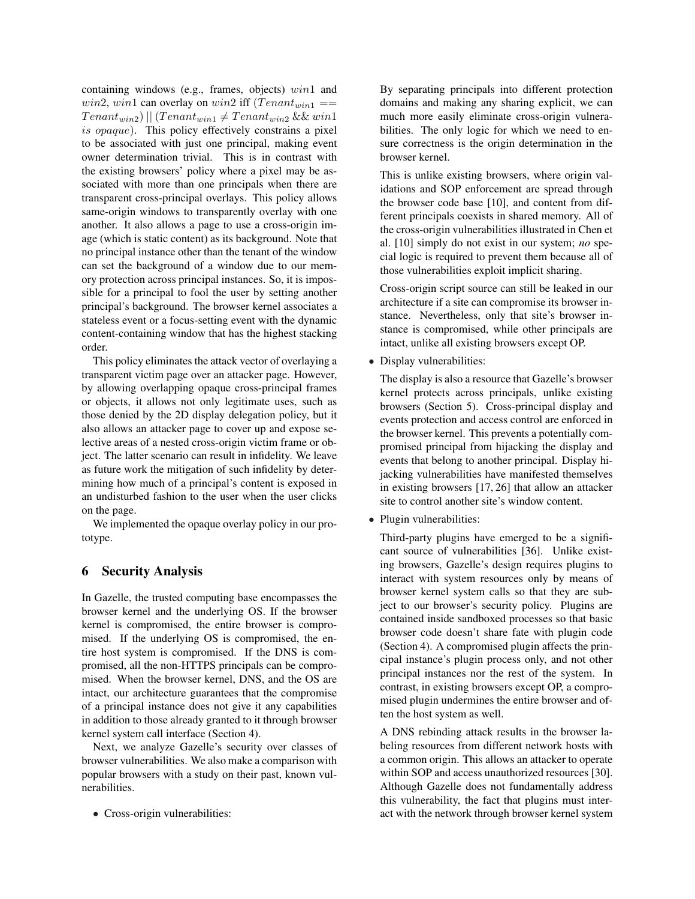containing windows (e.g., frames, objects) $win1$ and $win2$, $win1$ can overlay on $win2$ iff $(Tenant_{win1} == Tenant_{win2}) \,||\, (Tenant_{win1} \neq Tenant_{win2} \,\&\&\, win1$ $is\ opaque)$. This policy effectively constrains a pixel to be associated with just one principal, making event owner determination trivial. This is in contrast with the existing browsers' policy where a pixel may be associated with more than one principals when there are transparent cross-principal overlays. This policy allows same-origin windows to transparently overlay with one another. It also allows a page to use a cross-origin image (which is static content) as its background. Note that no principal instance other than the tenant of the window can set the background of a window due to our memory protection across principal instances. So, it is impossible for a principal to fool the user by setting another principal's background. The browser kernel associates a stateless event or a focus-setting event with the dynamic content-containing window that has the highest stacking order.

This policy eliminates the attack vector of overlaying a transparent victim page over an attacker page. However, by allowing overlapping opaque cross-principal frames or objects, it allows not only legitimate uses, such as those denied by the 2D display delegation policy, but it also allows an attacker page to cover up and expose selective areas of a nested cross-origin victim frame or object. The latter scenario can result in infidelity. We leave as future work the mitigation of such infidelity by determining how much of a principal's content is exposed in an undisturbed fashion to the user when the user clicks on the page.

We implemented the opaque overlay policy in our prototype.

# 6 Security Analysis

In Gazelle, the trusted computing base encompasses the browser kernel and the underlying OS. If the browser kernel is compromised, the entire browser is compromised. If the underlying OS is compromised, the entire host system is compromised. If the DNS is compromised, all the non-HTTPS principals can be compromised. When the browser kernel, DNS, and the OS are intact, our architecture guarantees that the compromise of a principal instance does not give it any capabilities in addition to those already granted to it through browser kernel system call interface (Section 4).

Next, we analyze Gazelle's security over classes of browser vulnerabilities. We also make a comparison with popular browsers with a study on their past, known vulnerabilities.

- Cross-origin vulnerabilities:

  By separating principals into different protection domains and making any sharing explicit, we can much more easily eliminate cross-origin vulnerabilities. The only logic for which we need to ensure correctness is the origin determination in the browser kernel.

  This is unlike existing browsers, where origin validations and SOP enforcement are spread through the browser code base [10], and content from different principals coexists in shared memory. All of the cross-origin vulnerabilities illustrated in Chen et al. [10] simply do not exist in our system; *no* special logic is required to prevent them because all of those vulnerabilities exploit implicit sharing.

  Cross-origin script source can still be leaked in our architecture if a site can compromise its browser instance. Nevertheless, only that site's browser instance is compromised, while other principals are intact, unlike all existing browsers except OP.

- Display vulnerabilities:

  The display is also a resource that Gazelle's browser kernel protects across principals, unlike existing browsers (Section 5). Cross-principal display and events protection and access control are enforced in the browser kernel. This prevents a potentially compromised principal from hijacking the display and events that belong to another principal. Display hijacking vulnerabilities have manifested themselves in existing browsers [17, 26] that allow an attacker site to control another site's window content.

- Plugin vulnerabilities:

  Third-party plugins have emerged to be a significant source of vulnerabilities [36]. Unlike existing browsers, Gazelle's design requires plugins to interact with system resources only by means of browser kernel system calls so that they are subject to our browser's security policy. Plugins are contained inside sandboxed processes so that basic browser code doesn't share fate with plugin code (Section 4). A compromised plugin affects the principal instance's plugin process only, and not other principal instances nor the rest of the system. In contrast, in existing browsers except OP, a compromised plugin undermines the entire browser and often the host system as well.

  A DNS rebinding attack results in the browser labeling resources from different network hosts with a common origin. This allows an attacker to operate within SOP and access unauthorized resources [30]. Although Gazelle does not fundamentally address this vulnerability, the fact that plugins must interact with the network through browser kernel system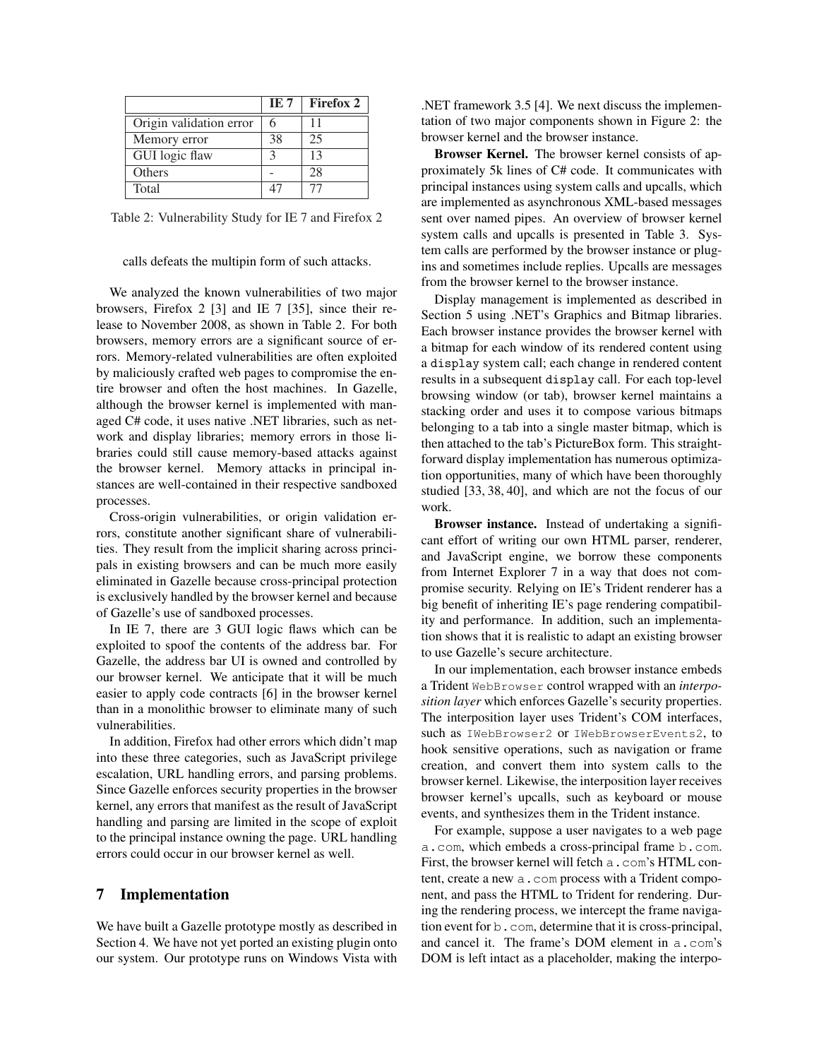|  | IE 7 | Firefox 2 |
|---|---|---|
| Origin validation error | 6 | 11 |
| Memory error | 38 | 25 |
| GUI logic flaw | 3 | 13 |
| Others | - | 28 |
| Total | 47 | 77 |

Table 2: Vulnerability Study for IE 7 and Firefox 2

calls defeats the multipin form of such attacks.

We analyzed the known vulnerabilities of two major browsers, Firefox 2 [3] and IE 7 [35], since their release to November 2008, as shown in Table 2. For both browsers, memory errors are a significant source of errors. Memory-related vulnerabilities are often exploited by maliciously crafted web pages to compromise the entire browser and often the host machines. In Gazelle, although the browser kernel is implemented with managed C# code, it uses native .NET libraries, such as network and display libraries; memory errors in those libraries could still cause memory-based attacks against the browser kernel. Memory attacks in principal instances are well-contained in their respective sandboxed processes.

Cross-origin vulnerabilities, or origin validation errors, constitute another significant share of vulnerabilities. They result from the implicit sharing across principals in existing browsers and can be much more easily eliminated in Gazelle because cross-principal protection is exclusively handled by the browser kernel and because of Gazelle's use of sandboxed processes.

In IE 7, there are 3 GUI logic flaws which can be exploited to spoof the contents of the address bar. For Gazelle, the address bar UI is owned and controlled by our browser kernel. We anticipate that it will be much easier to apply code contracts [6] in the browser kernel than in a monolithic browser to eliminate many of such vulnerabilities.

In addition, Firefox had other errors which didn't map into these three categories, such as JavaScript privilege escalation, URL handling errors, and parsing problems. Since Gazelle enforces security properties in the browser kernel, any errors that manifest as the result of JavaScript handling and parsing are limited in the scope of exploit to the principal instance owning the page. URL handling errors could occur in our browser kernel as well.

# 7 Implementation

We have built a Gazelle prototype mostly as described in Section 4. We have not yet ported an existing plugin onto our system. Our prototype runs on Windows Vista with .NET framework 3.5 [4]. We next discuss the implementation of two major components shown in Figure 2: the browser kernel and the browser instance.

**Browser Kernel.** The browser kernel consists of approximately 5k lines of C# code. It communicates with principal instances using system calls and upcalls, which are implemented as asynchronous XML-based messages sent over named pipes. An overview of browser kernel system calls and upcalls is presented in Table 3. System calls are performed by the browser instance or plugins and sometimes include replies. Upcalls are messages from the browser kernel to the browser instance.

Display management is implemented as described in Section 5 using .NET's Graphics and Bitmap libraries. Each browser instance provides the browser kernel with a bitmap for each window of its rendered content using a `display` system call; each change in rendered content results in a subsequent `display` call. For each top-level browsing window (or tab), browser kernel maintains a stacking order and uses it to compose various bitmaps belonging to a tab into a single master bitmap, which is then attached to the tab's PictureBox form. This straightforward display implementation has numerous optimization opportunities, many of which have been thoroughly studied [33, 38, 40], and which are not the focus of our work.

**Browser instance.** Instead of undertaking a significant effort of writing our own HTML parser, renderer, and JavaScript engine, we borrow these components from Internet Explorer 7 in a way that does not compromise security. Relying on IE's Trident renderer has a big benefit of inheriting IE's page rendering compatibility and performance. In addition, such an implementation shows that it is realistic to adapt an existing browser to use Gazelle's secure architecture.

In our implementation, each browser instance embeds a Trident `WebBrowser` control wrapped with an *interposition layer* which enforces Gazelle's security properties. The interposition layer uses Trident's COM interfaces, such as `IWebBrowser2` or `IWebBrowserEvents2`, to hook sensitive operations, such as navigation or frame creation, and convert them into system calls to the browser kernel. Likewise, the interposition layer receives browser kernel's upcalls, such as keyboard or mouse events, and synthesizes them in the Trident instance.

For example, suppose a user navigates to a web page `a.com`, which embeds a cross-principal frame `b.com`. First, the browser kernel will fetch `a.com`'s HTML content, create a new `a.com` process with a Trident component, and pass the HTML to Trident for rendering. During the rendering process, we intercept the frame navigation event for `b.com`, determine that it is cross-principal, and cancel it. The frame's DOM element in `a.com`'s DOM is left intact as a placeholder, making the interpo-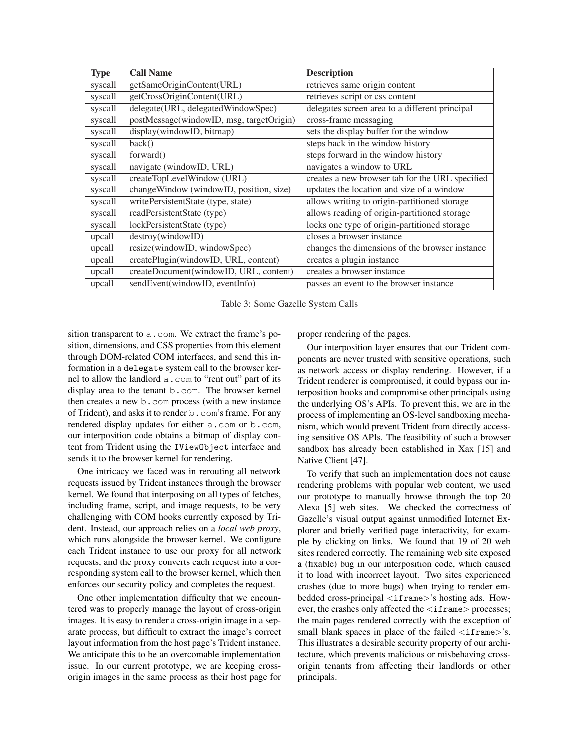| Type | Call Name | Description |
|---|---|---|
| syscall | getSameOriginContent(URL) | retrieves same origin content |
| syscall | getCrossOriginContent(URL) | retrieves script or css content |
| syscall | delegate(URL, delegatedWindowSpec) | delegates screen area to a different principal |
| syscall | postMessage(windowID, msg, targetOrigin) | cross-frame messaging |
| syscall | display(windowID, bitmap) | sets the display buffer for the window |
| syscall | back() | steps back in the window history |
| syscall | forward() | steps forward in the window history |
| syscall | navigate (windowID, URL) | navigates a window to URL |
| syscall | createTopLevelWindow (URL) | creates a new browser tab for the URL specified |
| syscall | changeWindow (windowID, position, size) | updates the location and size of a window |
| syscall | writePersistentState (type, state) | allows writing to origin-partitioned storage |
| syscall | readPersistentState (type) | allows reading of origin-partitioned storage |
| syscall | lockPersistentState (type) | locks one type of origin-partitioned storage |
| upcall | destroy(windowID) | closes a browser instance |
| upcall | resize(windowID, windowSpec) | changes the dimensions of the browser instance |
| upcall | createPlugin(windowID, URL, content) | creates a plugin instance |
| upcall | createDocument(windowID, URL, content) | creates a browser instance |
| upcall | sendEvent(windowID, eventInfo) | passes an event to the browser instance |

Table 3: Some Gazelle System Calls

sition transparent to `a.com`. We extract the frame's position, dimensions, and CSS properties from this element through DOM-related COM interfaces, and send this information in a `delegate` system call to the browser kernel to allow the landlord `a.com` to "rent out" part of its display area to the tenant `b.com`. The browser kernel then creates a new `b.com` process (with a new instance of Trident), and asks it to render `b.com`'s frame. For any rendered display updates for either `a.com` or `b.com`, our interposition code obtains a bitmap of display content from Trident using the `IViewObject` interface and sends it to the browser kernel for rendering.

One intricacy we faced was in rerouting all network requests issued by Trident instances through the browser kernel. We found that interposing on all types of fetches, including frame, script, and image requests, to be very challenging with COM hooks currently exposed by Trident. Instead, our approach relies on a *local web proxy*, which runs alongside the browser kernel. We configure each Trident instance to use our proxy for all network requests, and the proxy converts each request into a corresponding system call to the browser kernel, which then enforces our security policy and completes the request.

One other implementation difficulty that we encountered was to properly manage the layout of cross-origin images. It is easy to render a cross-origin image in a separate process, but difficult to extract the image's correct layout information from the host page's Trident instance. We anticipate this to be an overcomable implementation issue. In our current prototype, we are keeping cross-origin images in the same process as their host page for proper rendering of the pages.

Our interposition layer ensures that our Trident components are never trusted with sensitive operations, such as network access or display rendering. However, if a Trident renderer is compromised, it could bypass our interposition hooks and compromise other principals using the underlying OS's APIs. To prevent this, we are in the process of implementing an OS-level sandboxing mechanism, which would prevent Trident from directly accessing sensitive OS APIs. The feasibility of such a browser sandbox has already been established in Xax [15] and Native Client [47].

To verify that such an implementation does not cause rendering problems with popular web content, we used our prototype to manually browse through the top 20 Alexa [5] web sites. We checked the correctness of Gazelle's visual output against unmodified Internet Explorer and briefly verified page interactivity, for example by clicking on links. We found that 19 of 20 web sites rendered correctly. The remaining web site exposed a (fixable) bug in our interposition code, which caused it to load with incorrect layout. Two sites experienced crashes (due to more bugs) when trying to render embedded cross-principal `<iframe>`'s hosting ads. However, the crashes only affected the `<iframe>` processes; the main pages rendered correctly with the exception of small blank spaces in place of the failed `<iframe>`'s. This illustrates a desirable security property of our architecture, which prevents malicious or misbehaving cross-origin tenants from affecting their landlords or other principals.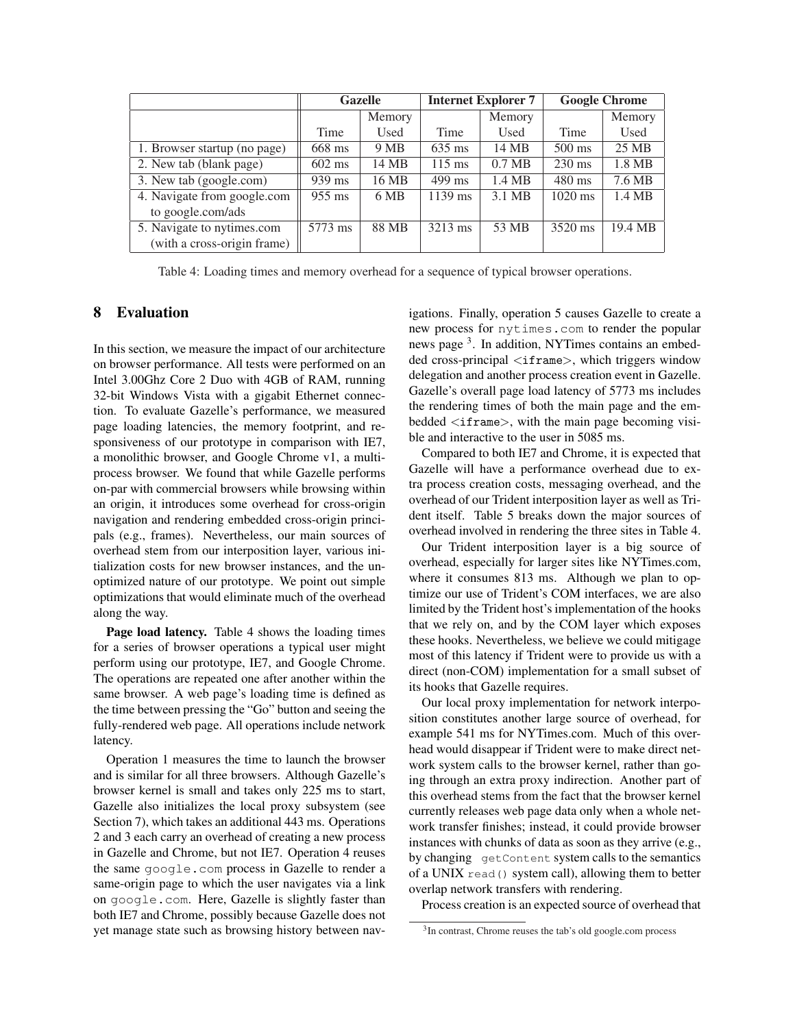| | Gazelle | | Internet Explorer 7 | | Google Chrome | |
|---|---|---|---|---|---|---|
| | Time | Memory Used | Time | Memory Used | Time | Memory Used |
| 1. Browser startup (no page) | 668 ms | 9 MB | 635 ms | 14 MB | 500 ms | 25 MB |
| 2. New tab (blank page) | 602 ms | 14 MB | 115 ms | 0.7 MB | 230 ms | 1.8 MB |
| 3. New tab (google.com) | 939 ms | 16 MB | 499 ms | 1.4 MB | 480 ms | 7.6 MB |
| 4. Navigate from google.com to google.com/ads | 955 ms | 6 MB | 1139 ms | 3.1 MB | 1020 ms | 1.4 MB |
| 5. Navigate to nytimes.com (with a cross-origin frame) | 5773 ms | 88 MB | 3213 ms | 53 MB | 3520 ms | 19.4 MB |

Table 4: Loading times and memory overhead for a sequence of typical browser operations.

## 8 Evaluation

In this section, we measure the impact of our architecture on browser performance. All tests were performed on an Intel 3.00Ghz Core 2 Duo with 4GB of RAM, running 32-bit Windows Vista with a gigabit Ethernet connection. To evaluate Gazelle's performance, we measured page loading latencies, the memory footprint, and responsiveness of our prototype in comparison with IE7, a monolithic browser, and Google Chrome v1, a multi-process browser. We found that while Gazelle performs on-par with commercial browsers while browsing within an origin, it introduces some overhead for cross-origin navigation and rendering embedded cross-origin principals (e.g., frames). Nevertheless, our main sources of overhead stem from our interposition layer, various initialization costs for new browser instances, and the unoptimized nature of our prototype. We point out simple optimizations that would eliminate much of the overhead along the way.

**Page load latency.** Table 4 shows the loading times for a series of browser operations a typical user might perform using our prototype, IE7, and Google Chrome. The operations are repeated one after another within the same browser. A web page's loading time is defined as the time between pressing the "Go" button and seeing the fully-rendered web page. All operations include network latency.

Operation 1 measures the time to launch the browser and is similar for all three browsers. Although Gazelle's browser kernel is small and takes only 225 ms to start, Gazelle also initializes the local proxy subsystem (see Section 7), which takes an additional 443 ms. Operations 2 and 3 each carry an overhead of creating a new process in Gazelle and Chrome, but not IE7. Operation 4 reuses the same `google.com` process in Gazelle to render a same-origin page to which the user navigates via a link on `google.com`. Here, Gazelle is slightly faster than both IE7 and Chrome, possibly because Gazelle does not yet manage state such as browsing history between navigations. Finally, operation 5 causes Gazelle to create a new process for `nytimes.com` to render the popular news page [3]. In addition, NYTimes contains an embedded cross-principal <iframe>, which triggers window delegation and another process creation event in Gazelle. Gazelle's overall page load latency of 5773 ms includes the rendering times of both the main page and the embedded <iframe>, with the main page becoming visible and interactive to the user in 5085 ms.

Compared to both IE7 and Chrome, it is expected that Gazelle will have a performance overhead due to extra process creation costs, messaging overhead, and the overhead of our Trident interposition layer as well as Trident itself. Table 5 breaks down the major sources of overhead involved in rendering the three sites in Table 4.

Our Trident interposition layer is a big source of overhead, especially for larger sites like NYTimes.com, where it consumes 813 ms. Although we plan to optimize our use of Trident's COM interfaces, we are also limited by the Trident host's implementation of the hooks that we rely on, and by the COM layer which exposes these hooks. Nevertheless, we believe we could mitigage most of this latency if Trident were to provide us with a direct (non-COM) implementation for a small subset of its hooks that Gazelle requires.

Our local proxy implementation for network interposition constitutes another large source of overhead, for example 541 ms for NYTimes.com. Much of this overhead would disappear if Trident were to make direct network system calls to the browser kernel, rather than going through an extra proxy indirection. Another part of this overhead stems from the fact that the browser kernel currently releases web page data only when a whole network transfer finishes; instead, it could provide browser instances with chunks of data as soon as they arrive (e.g., by changing `getContent` system calls to the semantics of a UNIX `read()` system call), allowing them to better overlap network transfers with rendering.

Process creation is an expected source of overhead that

[3] In contrast, Chrome reuses the tab's old google.com process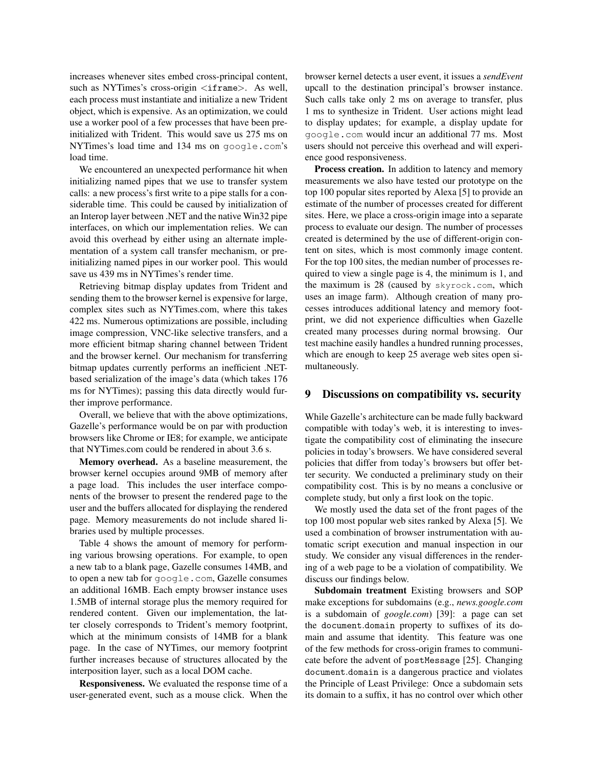increases whenever sites embed cross-principal content, such as NYTimes's cross-origin <iframe>. As well, each process must instantiate and initialize a new Trident object, which is expensive. As an optimization, we could use a worker pool of a few processes that have been pre-initialized with Trident. This would save us 275 ms on NYTimes's load time and 134 ms on `google.com`'s load time.

We encountered an unexpected performance hit when initializing named pipes that we use to transfer system calls: a new process's first write to a pipe stalls for a considerable time. This could be caused by initialization of an Interop layer between .NET and the native Win32 pipe interfaces, on which our implementation relies. We can avoid this overhead by either using an alternate implementation of a system call transfer mechanism, or pre-initializing named pipes in our worker pool. This would save us 439 ms in NYTimes's render time.

Retrieving bitmap display updates from Trident and sending them to the browser kernel is expensive for large, complex sites such as NYTimes.com, where this takes 422 ms. Numerous optimizations are possible, including image compression, VNC-like selective transfers, and a more efficient bitmap sharing channel between Trident and the browser kernel. Our mechanism for transferring bitmap updates currently performs an inefficient .NET-based serialization of the image's data (which takes 176 ms for NYTimes); passing this data directly would further improve performance.

Overall, we believe that with the above optimizations, Gazelle's performance would be on par with production browsers like Chrome or IE8; for example, we anticipate that NYTimes.com could be rendered in about 3.6 s.

**Memory overhead.** As a baseline measurement, the browser kernel occupies around 9MB of memory after a page load. This includes the user interface components of the browser to present the rendered page to the user and the buffers allocated for displaying the rendered page. Memory measurements do not include shared libraries used by multiple processes.

Table 4 shows the amount of memory for performing various browsing operations. For example, to open a new tab to a blank page, Gazelle consumes 14MB, and to open a new tab for `google.com`, Gazelle consumes an additional 16MB. Each empty browser instance uses 1.5MB of internal storage plus the memory required for rendered content. Given our implementation, the latter closely corresponds to Trident's memory footprint, which at the minimum consists of 14MB for a blank page. In the case of NYTimes, our memory footprint further increases because of structures allocated by the interposition layer, such as a local DOM cache.

**Responsiveness.** We evaluated the response time of a user-generated event, such as a mouse click. When the browser kernel detects a user event, it issues a *sendEvent* upcall to the destination principal's browser instance. Such calls take only 2 ms on average to transfer, plus 1 ms to synthesize in Trident. User actions might lead to display updates; for example, a display update for `google.com` would incur an additional 77 ms. Most users should not perceive this overhead and will experience good responsiveness.

**Process creation.** In addition to latency and memory measurements we also have tested our prototype on the top 100 popular sites reported by Alexa [5] to provide an estimate of the number of processes created for different sites. Here, we place a cross-origin image into a separate process to evaluate our design. The number of processes created is determined by the use of different-origin content on sites, which is most commonly image content. For the top 100 sites, the median number of processes required to view a single page is 4, the minimum is 1, and the maximum is 28 (caused by `skyrock.com`, which uses an image farm). Although creation of many processes introduces additional latency and memory footprint, we did not experience difficulties when Gazelle created many processes during normal browsing. Our test machine easily handles a hundred running processes, which are enough to keep 25 average web sites open simultaneously.

## 9 Discussions on compatibility vs. security

While Gazelle's architecture can be made fully backward compatible with today's web, it is interesting to investigate the compatibility cost of eliminating the insecure policies in today's browsers. We have considered several policies that differ from today's browsers but offer better security. We conducted a preliminary study on their compatibility cost. This is by no means a conclusive or complete study, but only a first look on the topic.

We mostly used the data set of the front pages of the top 100 most popular web sites ranked by Alexa [5]. We used a combination of browser instrumentation with automatic script execution and manual inspection in our study. We consider any visual differences in the rendering of a web page to be a violation of compatibility. We discuss our findings below.

**Subdomain treatment** Existing browsers and SOP make exceptions for subdomains (e.g., *news.google.com* is a subdomain of *google.com*) [39]: a page can set the `document.domain` property to suffixes of its domain and assume that identity. This feature was one of the few methods for cross-origin frames to communicate before the advent of `postMessage` [25]. Changing `document.domain` is a dangerous practice and violates the Principle of Least Privilege: Once a subdomain sets its domain to a suffix, it has no control over which other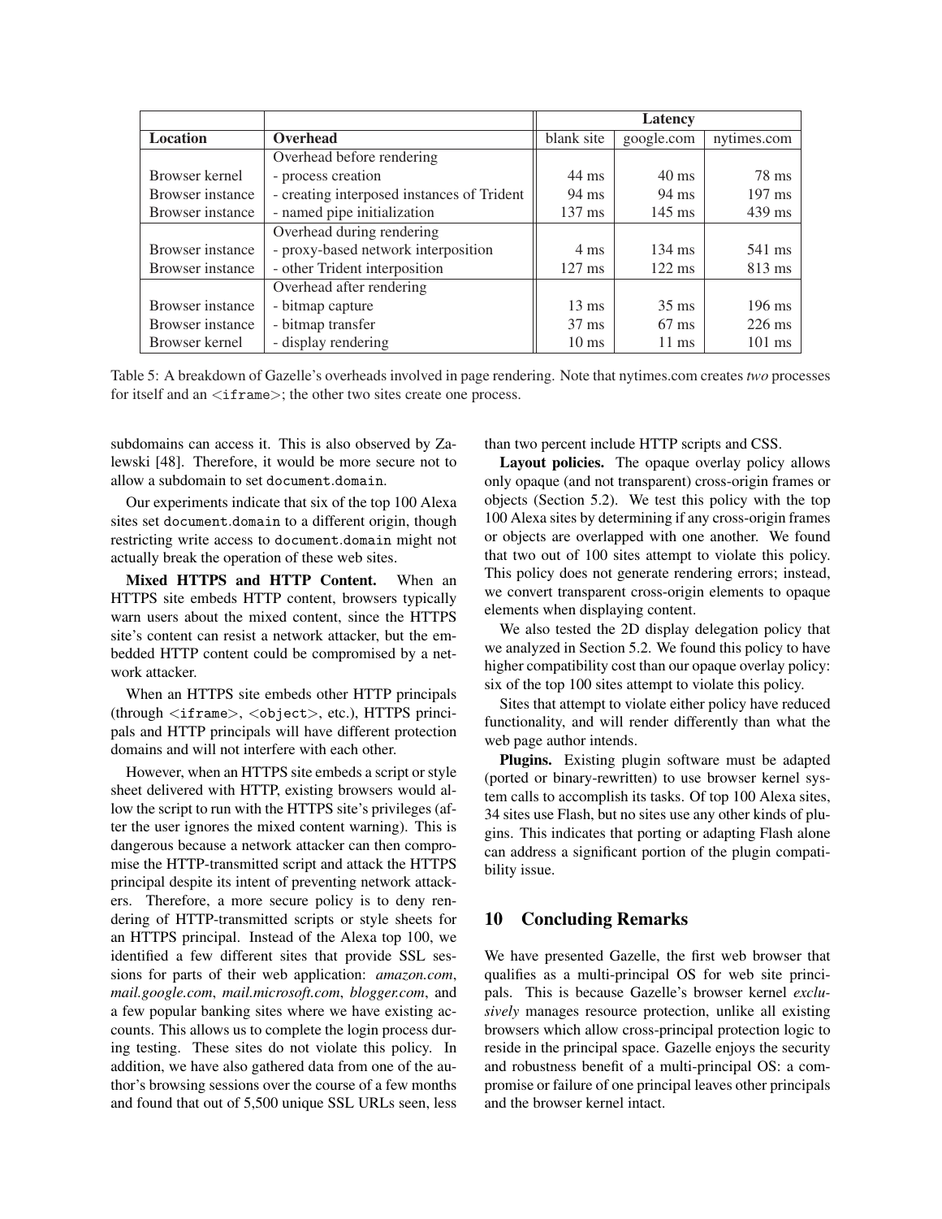| | | Latency | | |
|---|---|---|---|---|
| **Location** | **Overhead** | blank site | google.com | nytimes.com |
| | Overhead before rendering | | | |
| Browser kernel | - process creation | 44 ms | 40 ms | 78 ms |
| Browser instance | - creating interposed instances of Trident | 94 ms | 94 ms | 197 ms |
| Browser instance | - named pipe initialization | 137 ms | 145 ms | 439 ms |
| | Overhead during rendering | | | |
| Browser instance | - proxy-based network interposition | 4 ms | 134 ms | 541 ms |
| Browser instance | - other Trident interposition | 127 ms | 122 ms | 813 ms |
| | Overhead after rendering | | | |
| Browser instance | - bitmap capture | 13 ms | 35 ms | 196 ms |
| Browser instance | - bitmap transfer | 37 ms | 67 ms | 226 ms |
| Browser kernel | - display rendering | 10 ms | 11 ms | 101 ms |

Table 5: A breakdown of Gazelle's overheads involved in page rendering. Note that nytimes.com creates *two* processes for itself and an <iframe>; the other two sites create one process.

subdomains can access it. This is also observed by Zalewski [48]. Therefore, it would be more secure not to allow a subdomain to set `document.domain`.

Our experiments indicate that six of the top 100 Alexa sites set `document.domain` to a different origin, though restricting write access to `document.domain` might not actually break the operation of these web sites.

**Mixed HTTPS and HTTP Content.** When an HTTPS site embeds HTTP content, browsers typically warn users about the mixed content, since the HTTPS site's content can resist a network attacker, but the embedded HTTP content could be compromised by a network attacker.

When an HTTPS site embeds other HTTP principals (through <iframe>, <object>, etc.), HTTPS principals and HTTP principals will have different protection domains and will not interfere with each other.

However, when an HTTPS site embeds a script or style sheet delivered with HTTP, existing browsers would allow the script to run with the HTTPS site's privileges (after the user ignores the mixed content warning). This is dangerous because a network attacker can then compromise the HTTP-transmitted script and attack the HTTPS principal despite its intent of preventing network attackers. Therefore, a more secure policy is to deny rendering of HTTP-transmitted scripts or style sheets for an HTTPS principal. Instead of the Alexa top 100, we identified a few different sites that provide SSL sessions for parts of their web application: *amazon.com*, *mail.google.com*, *mail.microsoft.com*, *blogger.com*, and a few popular banking sites where we have existing accounts. This allows us to complete the login process during testing. These sites do not violate this policy. In addition, we have also gathered data from one of the author's browsing sessions over the course of a few months and found that out of 5,500 unique SSL URLs seen, less than two percent include HTTP scripts and CSS.

**Layout policies.** The opaque overlay policy allows only opaque (and not transparent) cross-origin frames or objects (Section 5.2). We test this policy with the top 100 Alexa sites by determining if any cross-origin frames or objects are overlapped with one another. We found that two out of 100 sites attempt to violate this policy. This policy does not generate rendering errors; instead, we convert transparent cross-origin elements to opaque elements when displaying content.

We also tested the 2D display delegation policy that we analyzed in Section 5.2. We found this policy to have higher compatibility cost than our opaque overlay policy: six of the top 100 sites attempt to violate this policy.

Sites that attempt to violate either policy have reduced functionality, and will render differently than what the web page author intends.

**Plugins.** Existing plugin software must be adapted (ported or binary-rewritten) to use browser kernel system calls to accomplish its tasks. Of top 100 Alexa sites, 34 sites use Flash, but no sites use any other kinds of plugins. This indicates that porting or adapting Flash alone can address a significant portion of the plugin compatibility issue.

## 10 Concluding Remarks

We have presented Gazelle, the first web browser that qualifies as a multi-principal OS for web site principals. This is because Gazelle's browser kernel *exclusively* manages resource protection, unlike all existing browsers which allow cross-principal protection logic to reside in the principal space. Gazelle enjoys the security and robustness benefit of a multi-principal OS: a compromise or failure of one principal leaves other principals and the browser kernel intact.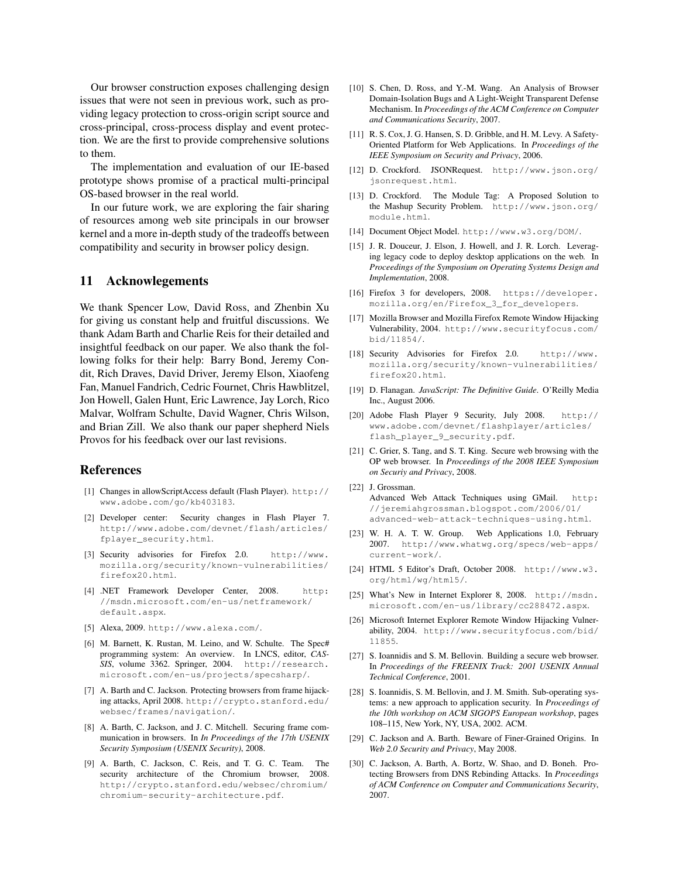Our browser construction exposes challenging design issues that were not seen in previous work, such as providing legacy protection to cross-origin script source and cross-principal, cross-process display and event protection. We are the first to provide comprehensive solutions to them.

The implementation and evaluation of our IE-based prototype shows promise of a practical multi-principal OS-based browser in the real world.

In our future work, we are exploring the fair sharing of resources among web site principals in our browser kernel and a more in-depth study of the tradeoffs between compatibility and security in browser policy design.

## 11 Acknowlegements

We thank Spencer Low, David Ross, and Zhenbin Xu for giving us constant help and fruitful discussions. We thank Adam Barth and Charlie Reis for their detailed and insightful feedback on our paper. We also thank the following folks for their help: Barry Bond, Jeremy Condit, Rich Draves, David Driver, Jeremy Elson, Xiaofeng Fan, Manuel Fandrich, Cedric Fournet, Chris Hawblitzel, Jon Howell, Galen Hunt, Eric Lawrence, Jay Lorch, Rico Malvar, Wolfram Schulte, David Wagner, Chris Wilson, and Brian Zill. We also thank our paper shepherd Niels Provos for his feedback over our last revisions.

## References

[1] Changes in allowScriptAccess default (Flash Player). http://www.adobe.com/go/kb403183.

[2] Developer center: Security changes in Flash Player 7. http://www.adobe.com/devnet/flash/articles/fplayer_security.html.

[3] Security advisories for Firefox 2.0. http://www.mozilla.org/security/known-vulnerabilities/firefox20.html.

[4] .NET Framework Developer Center, 2008. http://msdn.microsoft.com/en-us/netframework/default.aspx.

[5] Alexa, 2009. http://www.alexa.com/.

[6] M. Barnett, K. Rustan, M. Leino, and W. Schulte. The Spec# programming system: An overview. In LNCS, editor, *CASSIS*, volume 3362. Springer, 2004. http://research.microsoft.com/en-us/projects/specsharp/.

[7] A. Barth and C. Jackson. Protecting browsers from frame hijacking attacks, April 2008. http://crypto.stanford.edu/websec/frames/navigation/.

[8] A. Barth, C. Jackson, and J. C. Mitchell. Securing frame communication in browsers. In *In Proceedings of the 17th USENIX Security Symposium (USENIX Security)*, 2008.

[9] A. Barth, C. Jackson, C. Reis, and T. G. C. Team. The security architecture of the Chromium browser, 2008. http://crypto.stanford.edu/websec/chromium/chromium-security-architecture.pdf.

[10] S. Chen, D. Ross, and Y.-M. Wang. An Analysis of Browser Domain-Isolation Bugs and A Light-Weight Transparent Defense Mechanism. In *Proceedings of the ACM Conference on Computer and Communications Security*, 2007.

[11] R. S. Cox, J. G. Hansen, S. D. Gribble, and H. M. Levy. A Safety-Oriented Platform for Web Applications. In *Proceedings of the IEEE Symposium on Security and Privacy*, 2006.

[12] D. Crockford. JSONRequest. http://www.json.org/jsonrequest.html.

[13] D. Crockford. The Module Tag: A Proposed Solution to the Mashup Security Problem. http://www.json.org/module.html.

[14] Document Object Model. http://www.w3.org/DOM/.

[15] J. R. Douceur, J. Elson, J. Howell, and J. R. Lorch. Leveraging legacy code to deploy desktop applications on the web. In *Proceedings of the Symposium on Operating Systems Design and Implementation*, 2008.

[16] Firefox 3 for developers, 2008. https://developer.mozilla.org/en/Firefox_3_for_developers.

[17] Mozilla Browser and Mozilla Firefox Remote Window Hijacking Vulnerability, 2004. http://www.securityfocus.com/bid/11854/.

[18] Security Advisories for Firefox 2.0. http://www.mozilla.org/security/known-vulnerabilities/firefox20.html.

[19] D. Flanagan. *JavaScript: The Definitive Guide*. O'Reilly Media Inc., August 2006.

[20] Adobe Flash Player 9 Security, July 2008. http://www.adobe.com/devnet/flashplayer/articles/flash_player_9_security.pdf.

[21] C. Grier, S. Tang, and S. T. King. Secure web browsing with the OP web browser. In *Proceedings of the 2008 IEEE Symposium on Securiy and Privacy*, 2008.

[22] J. Grossman. Advanced Web Attack Techniques using GMail. http://jeremiahgrossman.blogspot.com/2006/01/advanced-web-attack-techniques-using.html.

[23] W. H. A. T. W. Group. Web Applications 1.0, February 2007. http://www.whatwg.org/specs/web-apps/current-work/.

[24] HTML 5 Editor's Draft, October 2008. http://www.w3.org/html/wg/html5/.

[25] What's New in Internet Explorer 8, 2008. http://msdn.microsoft.com/en-us/library/cc288472.aspx.

[26] Microsoft Internet Explorer Remote Window Hijacking Vulnerability, 2004. http://www.securityfocus.com/bid/11855.

[27] S. Ioannidis and S. M. Bellovin. Building a secure web browser. In *Proceedings of the FREENIX Track: 2001 USENIX Annual Technical Conference*, 2001.

[28] S. Ioannidis, S. M. Bellovin, and J. M. Smith. Sub-operating systems: a new approach to application security. In *Proceedings of the 10th workshop on ACM SIGOPS European workshop*, pages 108–115, New York, NY, USA, 2002. ACM.

[29] C. Jackson and A. Barth. Beware of Finer-Grained Origins. In *Web 2.0 Security and Privacy*, May 2008.

[30] C. Jackson, A. Barth, A. Bortz, W. Shao, and D. Boneh. Protecting Browsers from DNS Rebinding Attacks. In *Proceedings of ACM Conference on Computer and Communications Security*, 2007.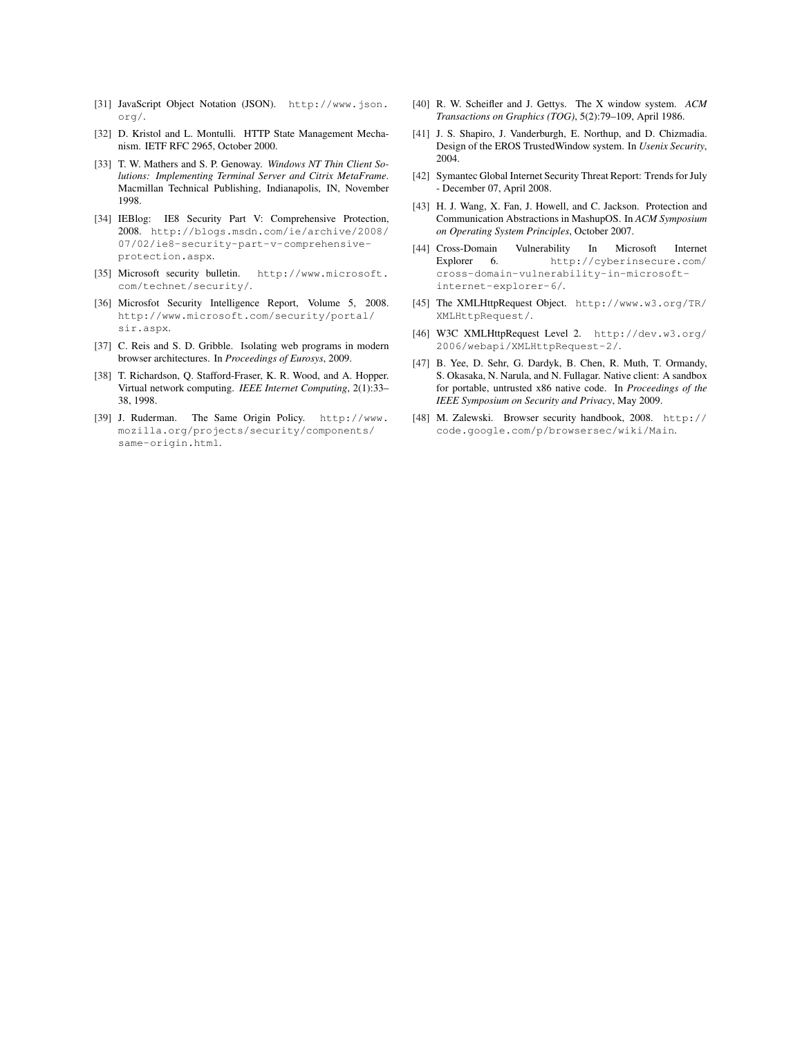[31] JavaScript Object Notation (JSON). http://www.json.org/.

[32] D. Kristol and L. Montulli. HTTP State Management Mechanism. IETF RFC 2965, October 2000.

[33] T. W. Mathers and S. P. Genoway. *Windows NT Thin Client Solutions: Implementing Terminal Server and Citrix MetaFrame*. Macmillan Technical Publishing, Indianapolis, IN, November 1998.

[34] IEBlog: IE8 Security Part V: Comprehensive Protection, 2008. http://blogs.msdn.com/ie/archive/2008/07/02/ie8-security-part-v-comprehensive-protection.aspx.

[35] Microsoft security bulletin. http://www.microsoft.com/technet/security/.

[36] Microsfot Security Intelligence Report, Volume 5, 2008. http://www.microsoft.com/security/portal/sir.aspx.

[37] C. Reis and S. D. Gribble. Isolating web programs in modern browser architectures. In *Proceedings of Eurosys*, 2009.

[38] T. Richardson, Q. Stafford-Fraser, K. R. Wood, and A. Hopper. Virtual network computing. *IEEE Internet Computing*, 2(1):33–38, 1998.

[39] J. Ruderman. The Same Origin Policy. http://www.mozilla.org/projects/security/components/same-origin.html.

[40] R. W. Scheifler and J. Gettys. The X window system. *ACM Transactions on Graphics (TOG)*, 5(2):79–109, April 1986.

[41] J. S. Shapiro, J. Vanderburgh, E. Northup, and D. Chizmadia. Design of the EROS TrustedWindow system. In *Usenix Security*, 2004.

[42] Symantec Global Internet Security Threat Report: Trends for July - December 07, April 2008.

[43] H. J. Wang, X. Fan, J. Howell, and C. Jackson. Protection and Communication Abstractions in MashupOS. In *ACM Symposium on Operating System Principles*, October 2007.

[44] Cross-Domain Vulnerability In Microsoft Internet Explorer 6. http://cyberinsecure.com/cross-domain-vulnerability-in-microsoft-internet-explorer-6/.

[45] The XMLHttpRequest Object. http://www.w3.org/TR/XMLHttpRequest/.

[46] W3C XMLHttpRequest Level 2. http://dev.w3.org/2006/webapi/XMLHttpRequest-2/.

[47] B. Yee, D. Sehr, G. Dardyk, B. Chen, R. Muth, T. Ormandy, S. Okasaka, N. Narula, and N. Fullagar. Native client: A sandbox for portable, untrusted x86 native code. In *Proceedings of the IEEE Symposium on Security and Privacy*, May 2009.

[48] M. Zalewski. Browser security handbook, 2008. http://code.google.com/p/browsersec/wiki/Main.